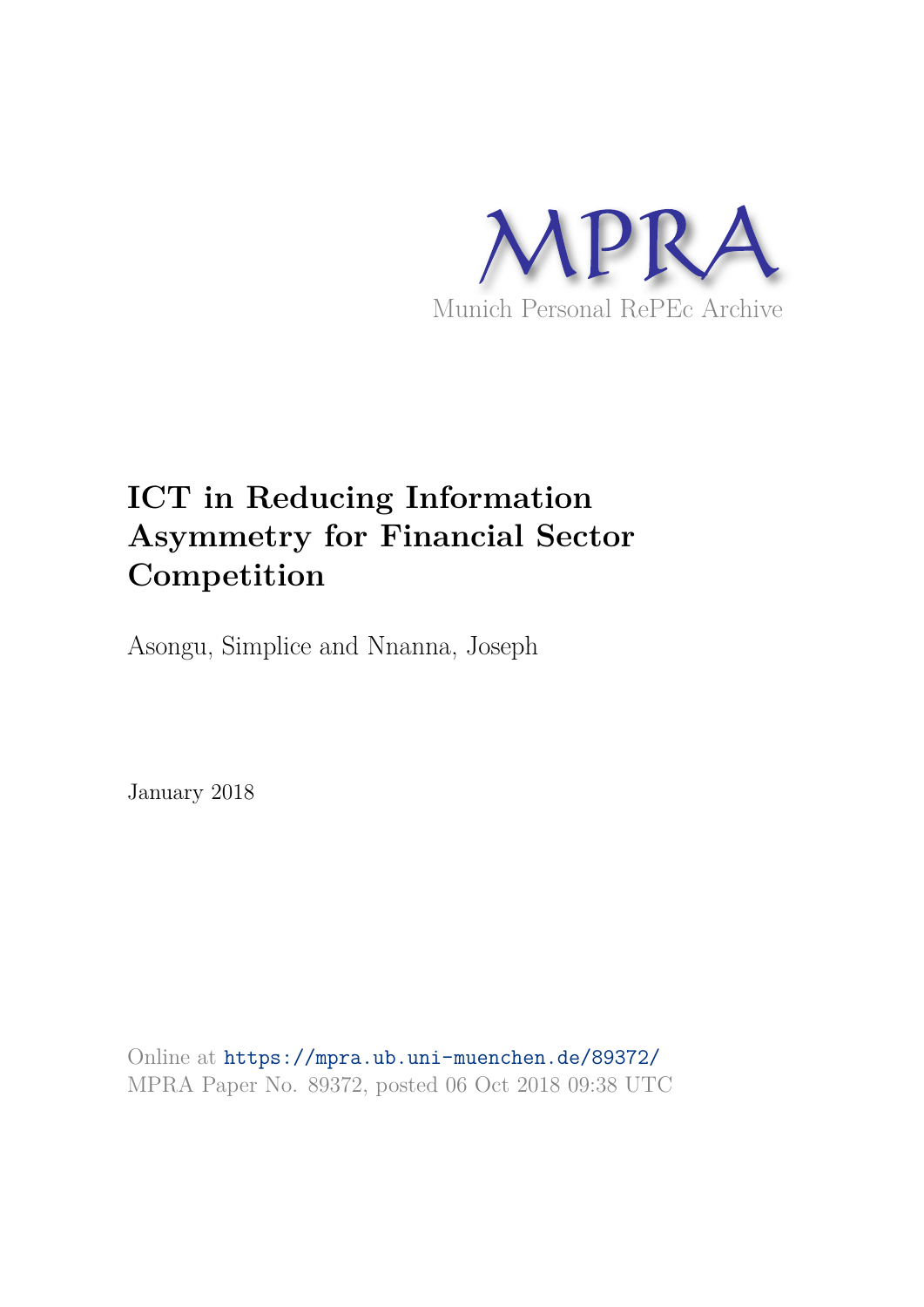MPRA

Munich Personal RePEc Archive

# ICT in Reducing Information Asymmetry for Financial Sector Competition

Asongu, Simplice and Nnanna, Joseph

January 2018

Online at https://mpra.ub.uni-muenchen.de/89372/
MPRA Paper No. 89372, posted 06 Oct 2018 09:38 UTC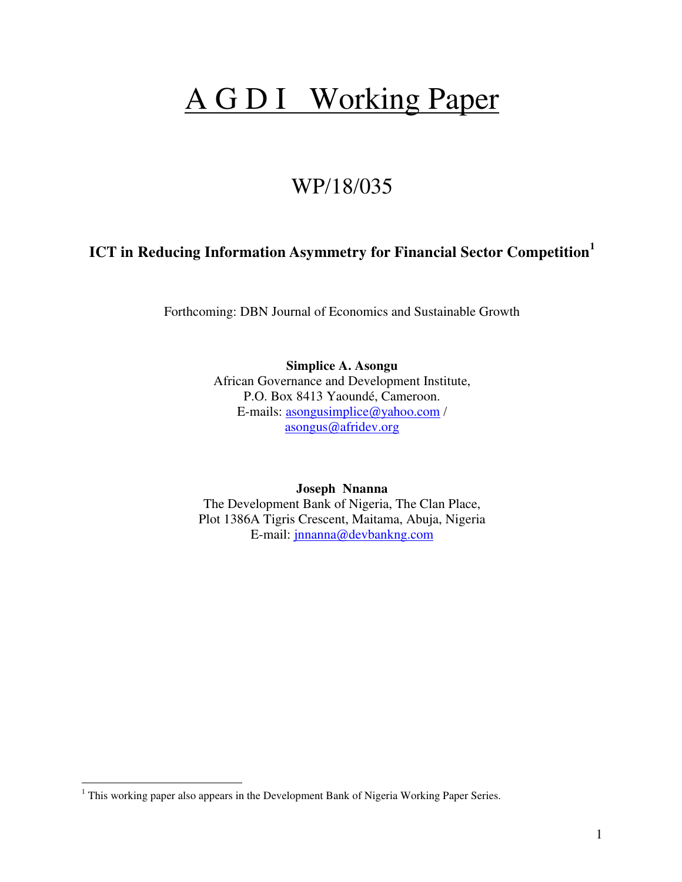# A G D I   Working Paper

## WP/18/035

### ICT in Reducing Information Asymmetry for Financial Sector Competition[1]

Forthcoming: DBN Journal of Economics and Sustainable Growth

**Simplice A. Asongu**
African Governance and Development Institute,
P.O. Box 8413 Yaoundé, Cameroon.
E-mails: asongusimplice@yahoo.com /
asongus@afridev.org

**Joseph Nnanna**
The Development Bank of Nigeria, The Clan Place,
Plot 1386A Tigris Crescent, Maitama, Abuja, Nigeria
E-mail: jnnanna@devbankng.com

[1] This working paper also appears in the Development Bank of Nigeria Working Paper Series.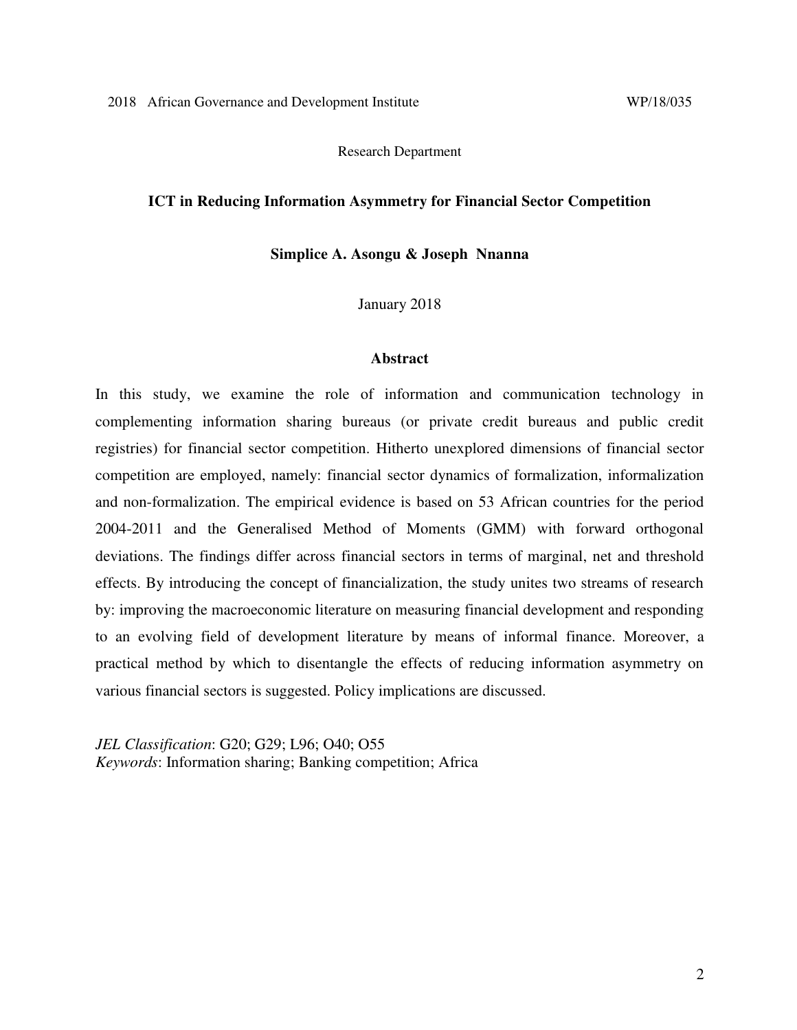2018 African Governance and Development Institute WP/18/035

Research Department

**ICT in Reducing Information Asymmetry for Financial Sector Competition**

**Simplice A. Asongu & Joseph Nnanna**

January 2018

**Abstract**

In this study, we examine the role of information and communication technology in complementing information sharing bureaus (or private credit bureaus and public credit registries) for financial sector competition. Hitherto unexplored dimensions of financial sector competition are employed, namely: financial sector dynamics of formalization, informalization and non-formalization. The empirical evidence is based on 53 African countries for the period 2004-2011 and the Generalised Method of Moments (GMM) with forward orthogonal deviations. The findings differ across financial sectors in terms of marginal, net and threshold effects. By introducing the concept of financialization, the study unites two streams of research by: improving the macroeconomic literature on measuring financial development and responding to an evolving field of development literature by means of informal finance. Moreover, a practical method by which to disentangle the effects of reducing information asymmetry on various financial sectors is suggested. Policy implications are discussed.

*JEL Classification*: G20; G29; L96; O40; O55
*Keywords*: Information sharing; Banking competition; Africa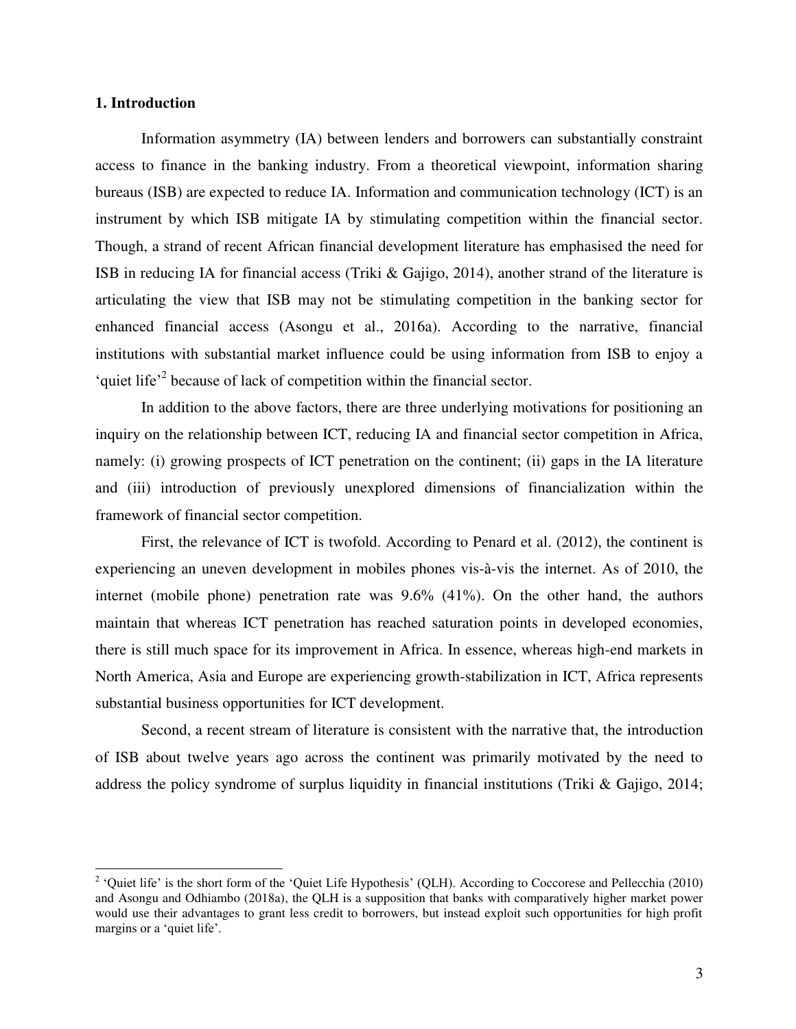## 1. Introduction

Information asymmetry (IA) between lenders and borrowers can substantially constraint access to finance in the banking industry. From a theoretical viewpoint, information sharing bureaus (ISB) are expected to reduce IA. Information and communication technology (ICT) is an instrument by which ISB mitigate IA by stimulating competition within the financial sector. Though, a strand of recent African financial development literature has emphasised the need for ISB in reducing IA for financial access (Triki & Gajigo, 2014), another strand of the literature is articulating the view that ISB may not be stimulating competition in the banking sector for enhanced financial access (Asongu et al., 2016a). According to the narrative, financial institutions with substantial market influence could be using information from ISB to enjoy a 'quiet life'[2] because of lack of competition within the financial sector.

In addition to the above factors, there are three underlying motivations for positioning an inquiry on the relationship between ICT, reducing IA and financial sector competition in Africa, namely: (i) growing prospects of ICT penetration on the continent; (ii) gaps in the IA literature and (iii) introduction of previously unexplored dimensions of financialization within the framework of financial sector competition.

First, the relevance of ICT is twofold. According to Penard et al. (2012), the continent is experiencing an uneven development in mobiles phones vis-à-vis the internet. As of 2010, the internet (mobile phone) penetration rate was 9.6% (41%). On the other hand, the authors maintain that whereas ICT penetration has reached saturation points in developed economies, there is still much space for its improvement in Africa. In essence, whereas high-end markets in North America, Asia and Europe are experiencing growth-stabilization in ICT, Africa represents substantial business opportunities for ICT development.

Second, a recent stream of literature is consistent with the narrative that, the introduction of ISB about twelve years ago across the continent was primarily motivated by the need to address the policy syndrome of surplus liquidity in financial institutions (Triki & Gajigo, 2014;

[2] 'Quiet life' is the short form of the 'Quiet Life Hypothesis' (QLH). According to Coccorese and Pellecchia (2010) and Asongu and Odhiambo (2018a), the QLH is a supposition that banks with comparatively higher market power would use their advantages to grant less credit to borrowers, but instead exploit such opportunities for high profit margins or a 'quiet life'.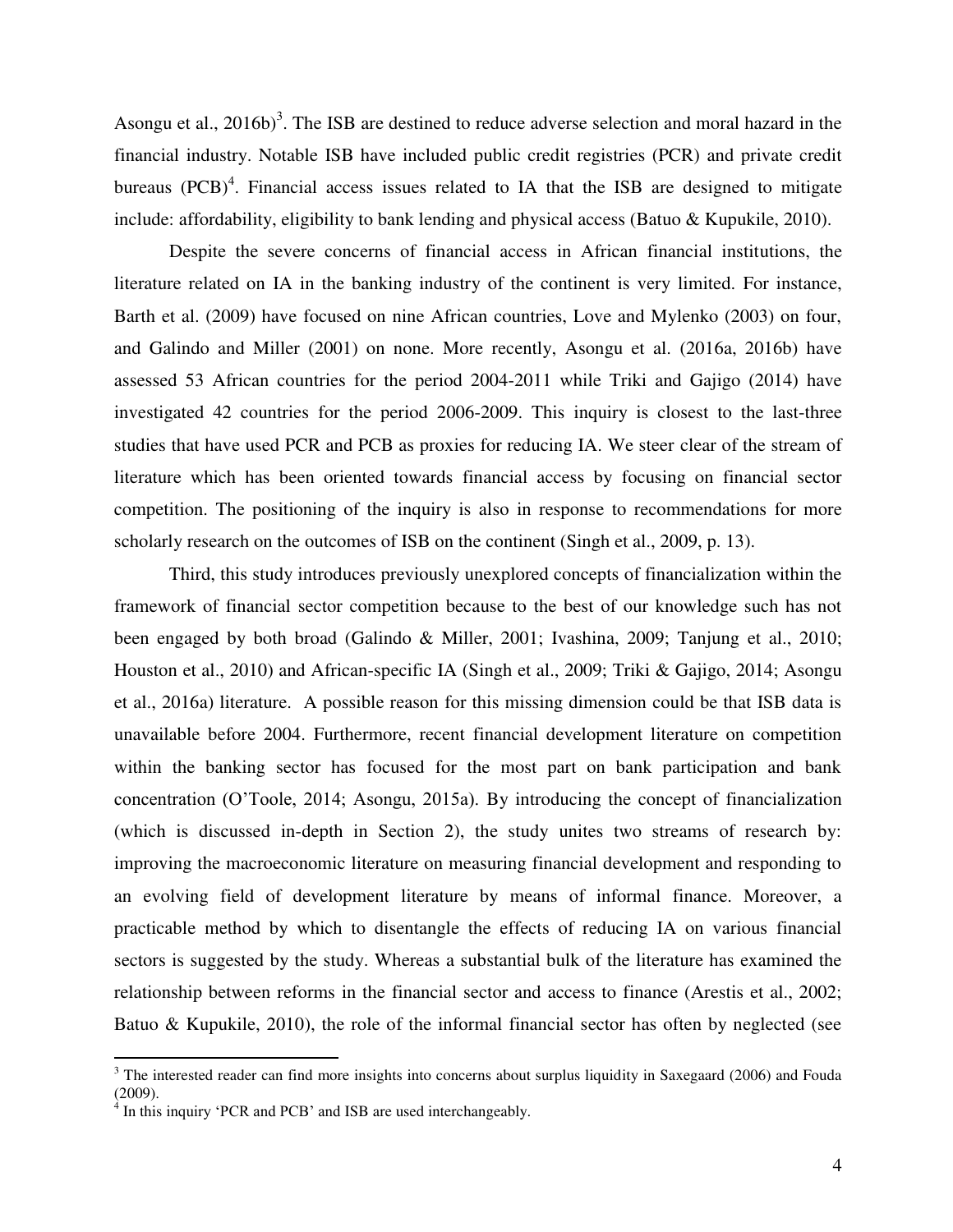Asongu et al., 2016b)[3]. The ISB are destined to reduce adverse selection and moral hazard in the financial industry. Notable ISB have included public credit registries (PCR) and private credit bureaus (PCB)[4]. Financial access issues related to IA that the ISB are designed to mitigate include: affordability, eligibility to bank lending and physical access (Batuo & Kupukile, 2010).

Despite the severe concerns of financial access in African financial institutions, the literature related on IA in the banking industry of the continent is very limited. For instance, Barth et al. (2009) have focused on nine African countries, Love and Mylenko (2003) on four, and Galindo and Miller (2001) on none. More recently, Asongu et al. (2016a, 2016b) have assessed 53 African countries for the period 2004-2011 while Triki and Gajigo (2014) have investigated 42 countries for the period 2006-2009. This inquiry is closest to the last-three studies that have used PCR and PCB as proxies for reducing IA. We steer clear of the stream of literature which has been oriented towards financial access by focusing on financial sector competition. The positioning of the inquiry is also in response to recommendations for more scholarly research on the outcomes of ISB on the continent (Singh et al., 2009, p. 13).

Third, this study introduces previously unexplored concepts of financialization within the framework of financial sector competition because to the best of our knowledge such has not been engaged by both broad (Galindo & Miller, 2001; Ivashina, 2009; Tanjung et al., 2010; Houston et al., 2010) and African-specific IA (Singh et al., 2009; Triki & Gajigo, 2014; Asongu et al., 2016a) literature. A possible reason for this missing dimension could be that ISB data is unavailable before 2004. Furthermore, recent financial development literature on competition within the banking sector has focused for the most part on bank participation and bank concentration (O'Toole, 2014; Asongu, 2015a). By introducing the concept of financialization (which is discussed in-depth in Section 2), the study unites two streams of research by: improving the macroeconomic literature on measuring financial development and responding to an evolving field of development literature by means of informal finance. Moreover, a practicable method by which to disentangle the effects of reducing IA on various financial sectors is suggested by the study. Whereas a substantial bulk of the literature has examined the relationship between reforms in the financial sector and access to finance (Arestis et al., 2002; Batuo & Kupukile, 2010), the role of the informal financial sector has often by neglected (see

[3] The interested reader can find more insights into concerns about surplus liquidity in Saxegaard (2006) and Fouda (2009).

[4] In this inquiry 'PCR and PCB' and ISB are used interchangeably.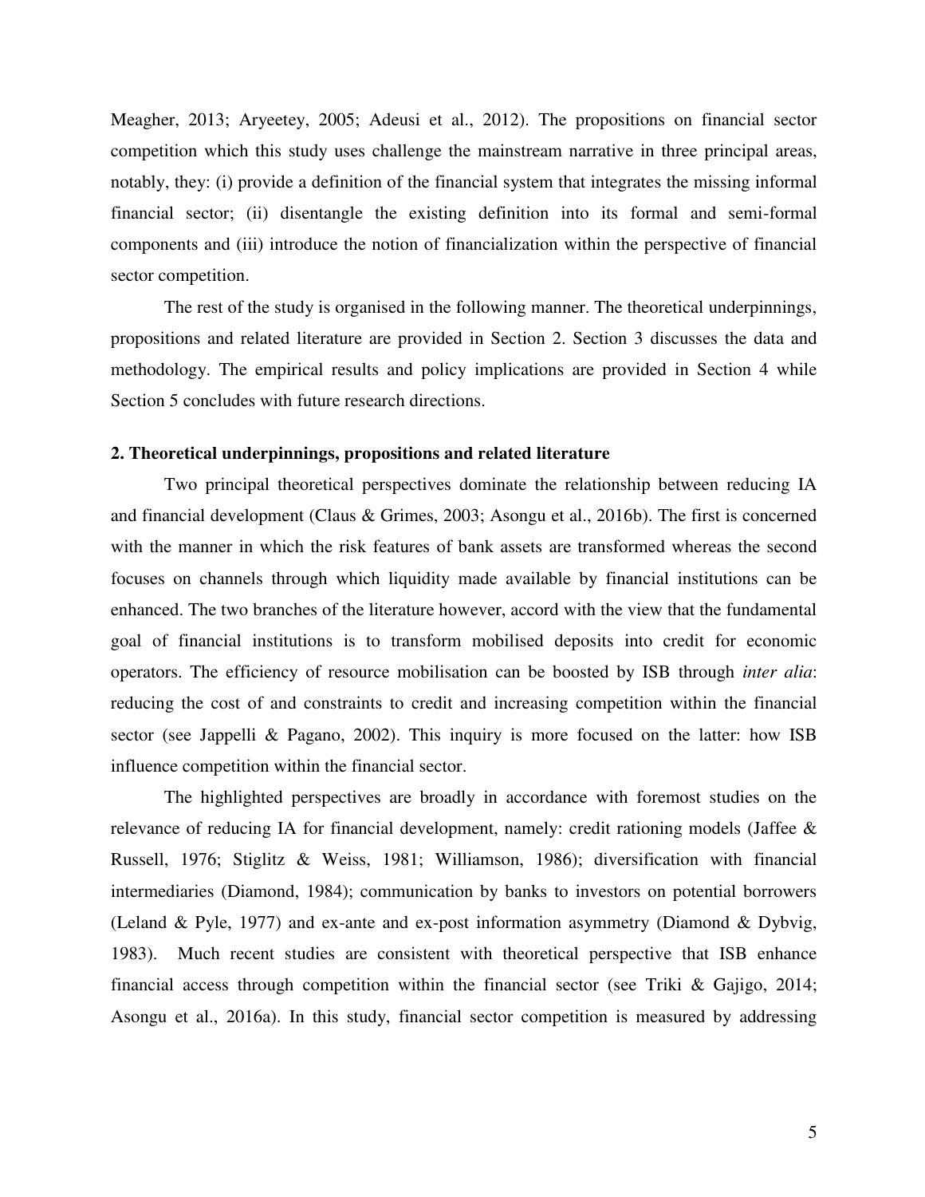Meagher, 2013; Aryeetey, 2005; Adeusi et al., 2012). The propositions on financial sector competition which this study uses challenge the mainstream narrative in three principal areas, notably, they: (i) provide a definition of the financial system that integrates the missing informal financial sector; (ii) disentangle the existing definition into its formal and semi-formal components and (iii) introduce the notion of financialization within the perspective of financial sector competition.

The rest of the study is organised in the following manner. The theoretical underpinnings, propositions and related literature are provided in Section 2. Section 3 discusses the data and methodology. The empirical results and policy implications are provided in Section 4 while Section 5 concludes with future research directions.

## 2. Theoretical underpinnings, propositions and related literature

Two principal theoretical perspectives dominate the relationship between reducing IA and financial development (Claus & Grimes, 2003; Asongu et al., 2016b). The first is concerned with the manner in which the risk features of bank assets are transformed whereas the second focuses on channels through which liquidity made available by financial institutions can be enhanced. The two branches of the literature however, accord with the view that the fundamental goal of financial institutions is to transform mobilised deposits into credit for economic operators. The efficiency of resource mobilisation can be boosted by ISB through *inter alia*: reducing the cost of and constraints to credit and increasing competition within the financial sector (see Jappelli & Pagano, 2002). This inquiry is more focused on the latter: how ISB influence competition within the financial sector.

The highlighted perspectives are broadly in accordance with foremost studies on the relevance of reducing IA for financial development, namely: credit rationing models (Jaffee & Russell, 1976; Stiglitz & Weiss, 1981; Williamson, 1986); diversification with financial intermediaries (Diamond, 1984); communication by banks to investors on potential borrowers (Leland & Pyle, 1977) and ex-ante and ex-post information asymmetry (Diamond & Dybvig, 1983). Much recent studies are consistent with theoretical perspective that ISB enhance financial access through competition within the financial sector (see Triki & Gajigo, 2014; Asongu et al., 2016a). In this study, financial sector competition is measured by addressing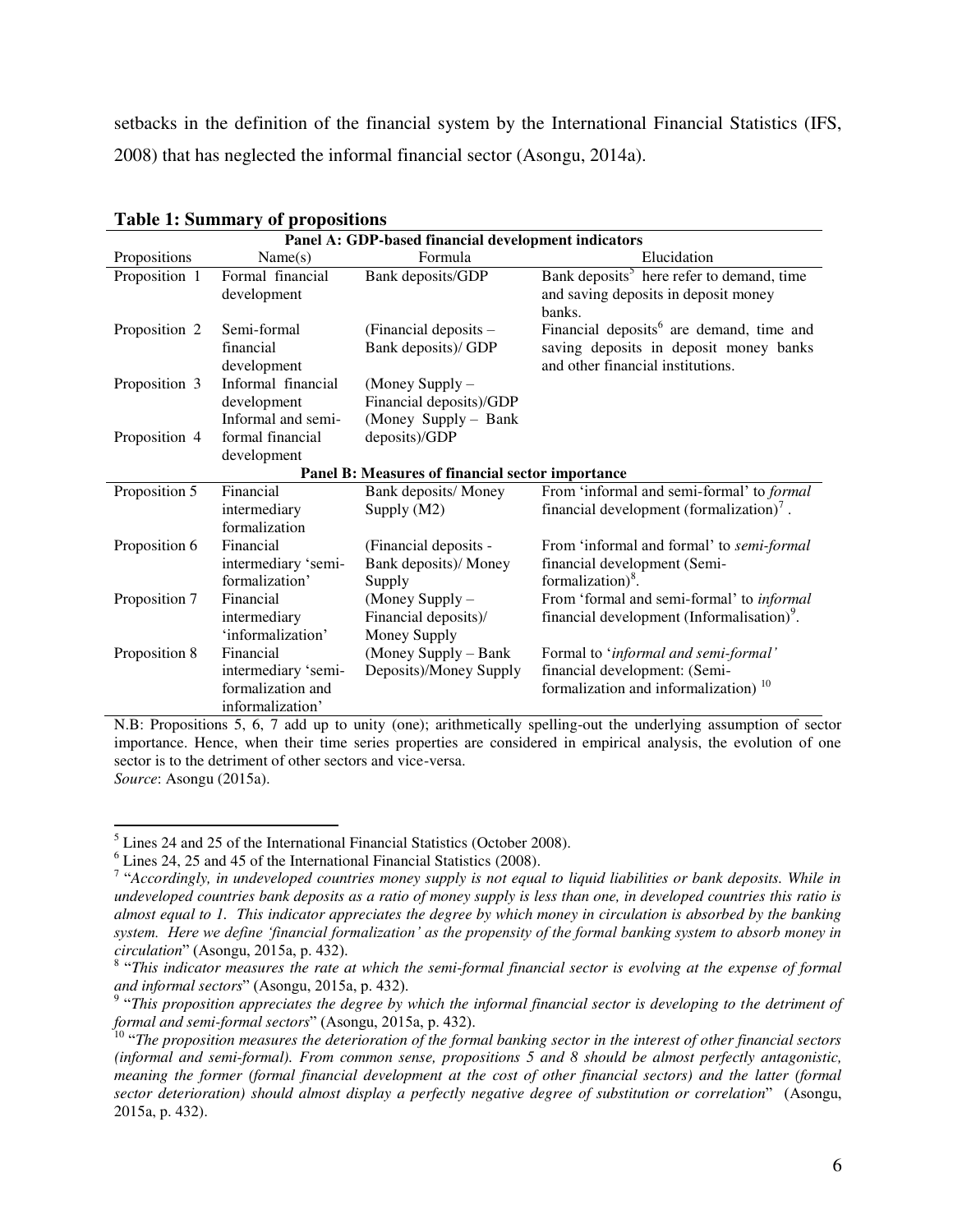setbacks in the definition of the financial system by the International Financial Statistics (IFS, 2008) that has neglected the informal financial sector (Asongu, 2014a).

**Table 1: Summary of propositions**

| Propositions | Name(s) | Formula | Elucidation |
|---|---|---|---|
| **Panel A: GDP-based financial development indicators** | | | |
| Proposition 1 | Formal financial development | Bank deposits/GDP | Bank deposits[5] here refer to demand, time and saving deposits in deposit money banks. |
| Proposition 2 | Semi-formal financial development | (Financial deposits – Bank deposits)/ GDP | Financial deposits[6] are demand, time and saving deposits in deposit money banks and other financial institutions. |
| Proposition 3 | Informal financial development | (Money Supply – Financial deposits)/GDP | |
| Proposition 4 | Informal and semi-formal financial development | (Money Supply – Bank deposits)/GDP | |
| **Panel B: Measures of financial sector importance** | | | |
| Proposition 5 | Financial intermediary formalization | Bank deposits/ Money Supply (M2) | From 'informal and semi-formal' to *formal* financial development (formalization)[7]. |
| Proposition 6 | Financial intermediary 'semi-formalization' | (Financial deposits - Bank deposits)/ Money Supply | From 'informal and formal' to *semi-formal* financial development (Semi-formalization)[8]. |
| Proposition 7 | Financial intermediary 'informalization' | (Money Supply – Financial deposits)/ Money Supply | From 'formal and semi-formal' to *informal* financial development (Informalisation)[9]. |
| Proposition 8 | Financial intermediary 'semi-formalization and informalization' | (Money Supply – Bank Deposits)/Money Supply | Formal to '*informal and semi-formal'* financial development: (Semi-formalization and informalization) [10] |

N.B: Propositions 5, 6, 7 add up to unity (one); arithmetically spelling-out the underlying assumption of sector importance. Hence, when their time series properties are considered in empirical analysis, the evolution of one sector is to the detriment of other sectors and vice-versa.
*Source*: Asongu (2015a).

---

[5] Lines 24 and 25 of the International Financial Statistics (October 2008).

[6] Lines 24, 25 and 45 of the International Financial Statistics (2008).

[7] "*Accordingly, in undeveloped countries money supply is not equal to liquid liabilities or bank deposits. While in undeveloped countries bank deposits as a ratio of money supply is less than one, in developed countries this ratio is almost equal to 1. This indicator appreciates the degree by which money in circulation is absorbed by the banking system. Here we define 'financial formalization' as the propensity of the formal banking system to absorb money in circulation*" (Asongu, 2015a, p. 432).

[8] "*This indicator measures the rate at which the semi-formal financial sector is evolving at the expense of formal and informal sectors*" (Asongu, 2015a, p. 432).

[9] "*This proposition appreciates the degree by which the informal financial sector is developing to the detriment of formal and semi-formal sectors*" (Asongu, 2015a, p. 432).

[10] "*The proposition measures the deterioration of the formal banking sector in the interest of other financial sectors (informal and semi-formal). From common sense, propositions 5 and 8 should be almost perfectly antagonistic, meaning the former (formal financial development at the cost of other financial sectors) and the latter (formal sector deterioration) should almost display a perfectly negative degree of substitution or correlation*" (Asongu, 2015a, p. 432).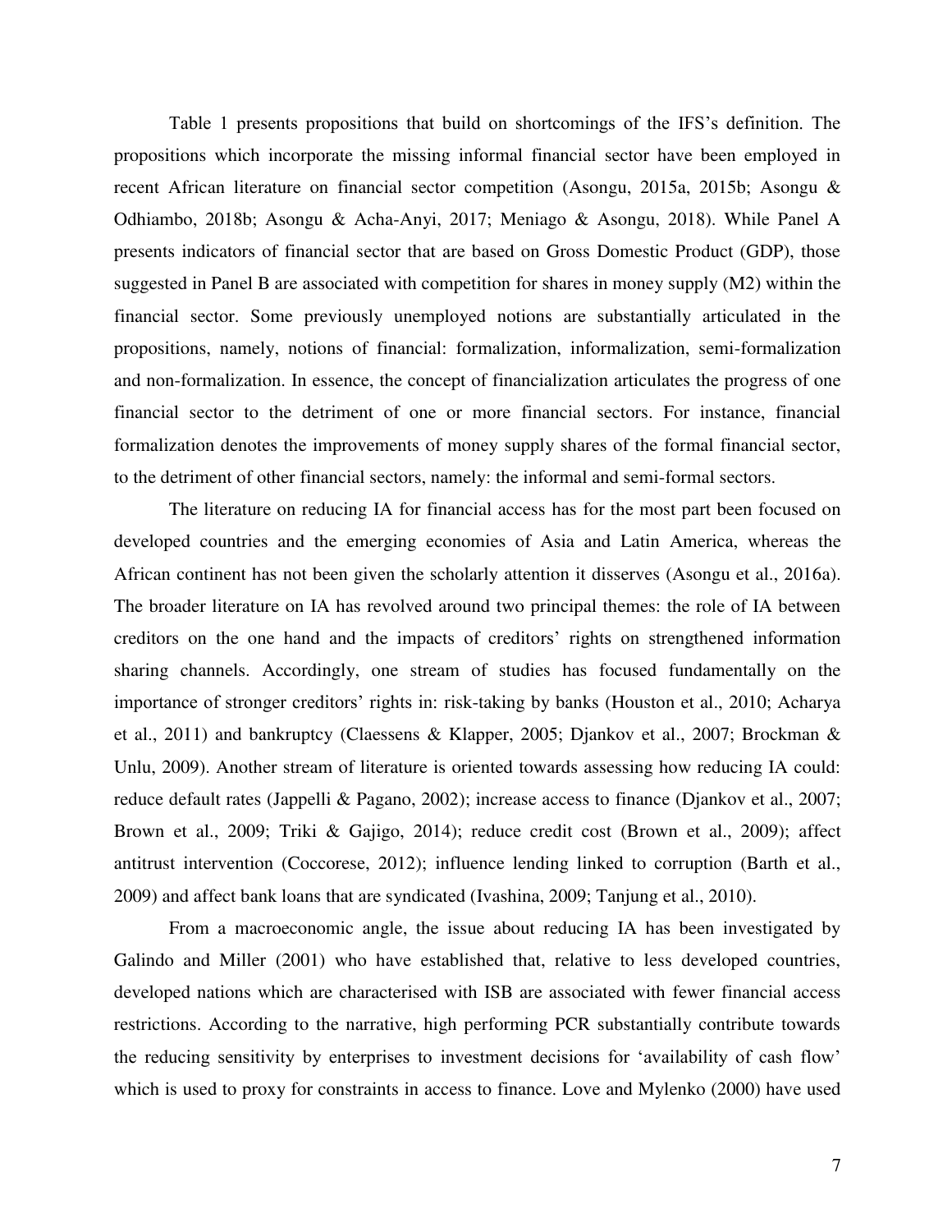Table 1 presents propositions that build on shortcomings of the IFS's definition. The propositions which incorporate the missing informal financial sector have been employed in recent African literature on financial sector competition (Asongu, 2015a, 2015b; Asongu & Odhiambo, 2018b; Asongu & Acha-Anyi, 2017; Meniago & Asongu, 2018). While Panel A presents indicators of financial sector that are based on Gross Domestic Product (GDP), those suggested in Panel B are associated with competition for shares in money supply (M2) within the financial sector. Some previously unemployed notions are substantially articulated in the propositions, namely, notions of financial: formalization, informalization, semi-formalization and non-formalization. In essence, the concept of financialization articulates the progress of one financial sector to the detriment of one or more financial sectors. For instance, financial formalization denotes the improvements of money supply shares of the formal financial sector, to the detriment of other financial sectors, namely: the informal and semi-formal sectors.

The literature on reducing IA for financial access has for the most part been focused on developed countries and the emerging economies of Asia and Latin America, whereas the African continent has not been given the scholarly attention it disserves (Asongu et al., 2016a). The broader literature on IA has revolved around two principal themes: the role of IA between creditors on the one hand and the impacts of creditors' rights on strengthened information sharing channels. Accordingly, one stream of studies has focused fundamentally on the importance of stronger creditors' rights in: risk-taking by banks (Houston et al., 2010; Acharya et al., 2011) and bankruptcy (Claessens & Klapper, 2005; Djankov et al., 2007; Brockman & Unlu, 2009). Another stream of literature is oriented towards assessing how reducing IA could: reduce default rates (Jappelli & Pagano, 2002); increase access to finance (Djankov et al., 2007; Brown et al., 2009; Triki & Gajigo, 2014); reduce credit cost (Brown et al., 2009); affect antitrust intervention (Coccorese, 2012); influence lending linked to corruption (Barth et al., 2009) and affect bank loans that are syndicated (Ivashina, 2009; Tanjung et al., 2010).

From a macroeconomic angle, the issue about reducing IA has been investigated by Galindo and Miller (2001) who have established that, relative to less developed countries, developed nations which are characterised with ISB are associated with fewer financial access restrictions. According to the narrative, high performing PCR substantially contribute towards the reducing sensitivity by enterprises to investment decisions for 'availability of cash flow' which is used to proxy for constraints in access to finance. Love and Mylenko (2000) have used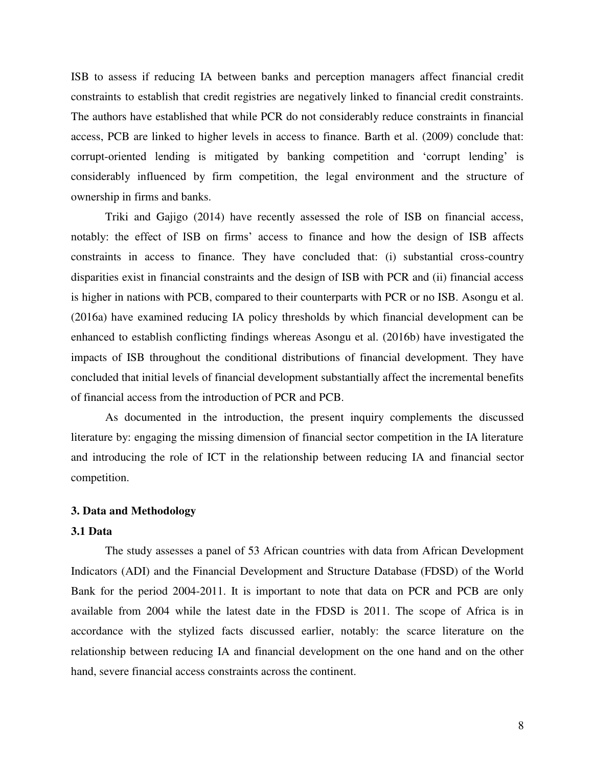ISB to assess if reducing IA between banks and perception managers affect financial credit constraints to establish that credit registries are negatively linked to financial credit constraints. The authors have established that while PCR do not considerably reduce constraints in financial access, PCB are linked to higher levels in access to finance. Barth et al. (2009) conclude that: corrupt-oriented lending is mitigated by banking competition and 'corrupt lending' is considerably influenced by firm competition, the legal environment and the structure of ownership in firms and banks.

Triki and Gajigo (2014) have recently assessed the role of ISB on financial access, notably: the effect of ISB on firms' access to finance and how the design of ISB affects constraints in access to finance. They have concluded that: (i) substantial cross-country disparities exist in financial constraints and the design of ISB with PCR and (ii) financial access is higher in nations with PCB, compared to their counterparts with PCR or no ISB. Asongu et al. (2016a) have examined reducing IA policy thresholds by which financial development can be enhanced to establish conflicting findings whereas Asongu et al. (2016b) have investigated the impacts of ISB throughout the conditional distributions of financial development. They have concluded that initial levels of financial development substantially affect the incremental benefits of financial access from the introduction of PCR and PCB.

As documented in the introduction, the present inquiry complements the discussed literature by: engaging the missing dimension of financial sector competition in the IA literature and introducing the role of ICT in the relationship between reducing IA and financial sector competition.

## 3. Data and Methodology

### 3.1 Data

The study assesses a panel of 53 African countries with data from African Development Indicators (ADI) and the Financial Development and Structure Database (FDSD) of the World Bank for the period 2004-2011. It is important to note that data on PCR and PCB are only available from 2004 while the latest date in the FDSD is 2011. The scope of Africa is in accordance with the stylized facts discussed earlier, notably: the scarce literature on the relationship between reducing IA and financial development on the one hand and on the other hand, severe financial access constraints across the continent.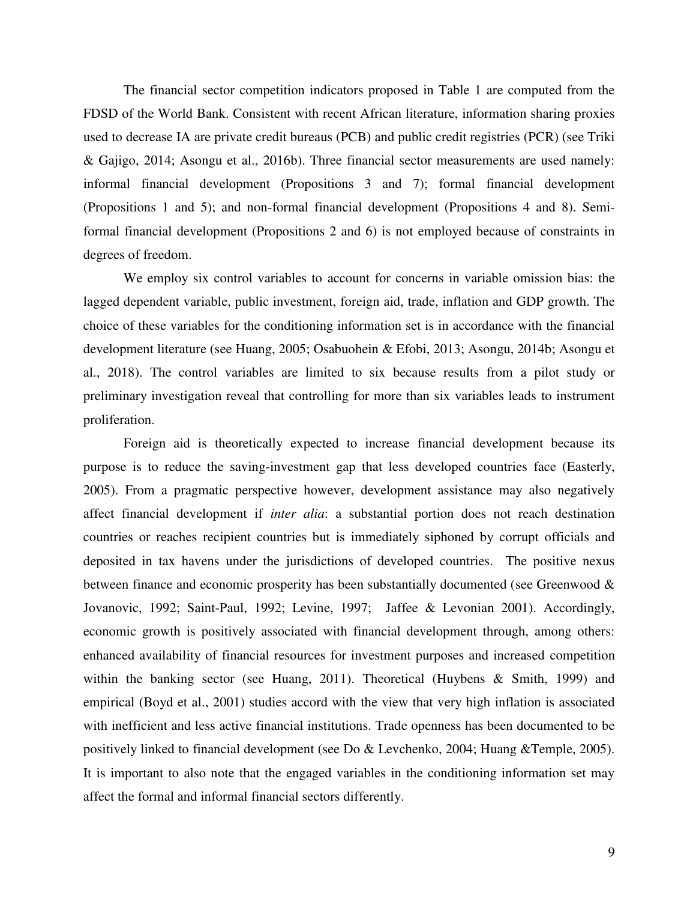The financial sector competition indicators proposed in Table 1 are computed from the FDSD of the World Bank. Consistent with recent African literature, information sharing proxies used to decrease IA are private credit bureaus (PCB) and public credit registries (PCR) (see Triki & Gajigo, 2014; Asongu et al., 2016b). Three financial sector measurements are used namely: informal financial development (Propositions 3 and 7); formal financial development (Propositions 1 and 5); and non-formal financial development (Propositions 4 and 8). Semi-formal financial development (Propositions 2 and 6) is not employed because of constraints in degrees of freedom.

We employ six control variables to account for concerns in variable omission bias: the lagged dependent variable, public investment, foreign aid, trade, inflation and GDP growth. The choice of these variables for the conditioning information set is in accordance with the financial development literature (see Huang, 2005; Osabuohein & Efobi, 2013; Asongu, 2014b; Asongu et al., 2018). The control variables are limited to six because results from a pilot study or preliminary investigation reveal that controlling for more than six variables leads to instrument proliferation.

Foreign aid is theoretically expected to increase financial development because its purpose is to reduce the saving-investment gap that less developed countries face (Easterly, 2005). From a pragmatic perspective however, development assistance may also negatively affect financial development if *inter alia*: a substantial portion does not reach destination countries or reaches recipient countries but is immediately siphoned by corrupt officials and deposited in tax havens under the jurisdictions of developed countries. The positive nexus between finance and economic prosperity has been substantially documented (see Greenwood & Jovanovic, 1992; Saint-Paul, 1992; Levine, 1997; Jaffee & Levonian 2001). Accordingly, economic growth is positively associated with financial development through, among others: enhanced availability of financial resources for investment purposes and increased competition within the banking sector (see Huang, 2011). Theoretical (Huybens & Smith, 1999) and empirical (Boyd et al., 2001) studies accord with the view that very high inflation is associated with inefficient and less active financial institutions. Trade openness has been documented to be positively linked to financial development (see Do & Levchenko, 2004; Huang &Temple, 2005). It is important to also note that the engaged variables in the conditioning information set may affect the formal and informal financial sectors differently.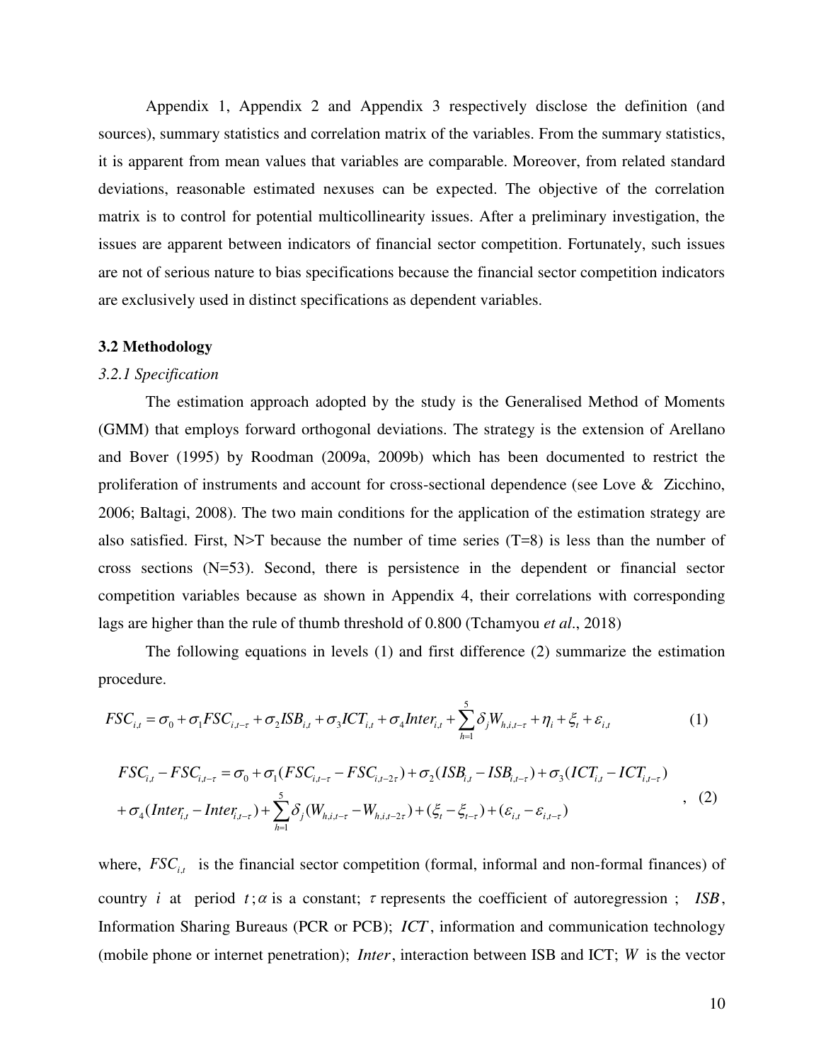Appendix 1, Appendix 2 and Appendix 3 respectively disclose the definition (and sources), summary statistics and correlation matrix of the variables. From the summary statistics, it is apparent from mean values that variables are comparable. Moreover, from related standard deviations, reasonable estimated nexuses can be expected. The objective of the correlation matrix is to control for potential multicollinearity issues. After a preliminary investigation, the issues are apparent between indicators of financial sector competition. Fortunately, such issues are not of serious nature to bias specifications because the financial sector competition indicators are exclusively used in distinct specifications as dependent variables.

### 3.2 Methodology

#### *3.2.1 Specification*

The estimation approach adopted by the study is the Generalised Method of Moments (GMM) that employs forward orthogonal deviations. The strategy is the extension of Arellano and Bover (1995) by Roodman (2009a, 2009b) which has been documented to restrict the proliferation of instruments and account for cross-sectional dependence (see Love & Zicchino, 2006; Baltagi, 2008). The two main conditions for the application of the estimation strategy are also satisfied. First, N>T because the number of time series (T=8) is less than the number of cross sections (N=53). Second, there is persistence in the dependent or financial sector competition variables because as shown in Appendix 4, their correlations with corresponding lags are higher than the rule of thumb threshold of 0.800 (Tchamyou *et al*., 2018)

The following equations in levels (1) and first difference (2) summarize the estimation procedure.

$$FSC_{i,t} = \sigma_0 + \sigma_1 FSC_{i,t-\tau} + \sigma_2 ISB_{i,t} + \sigma_3 ICT_{i,t} + \sigma_4 Inter_{i,t} + \sum_{h=1}^{5} \delta_j W_{h,i,t-\tau} + \eta_i + \xi_t + \varepsilon_{i,t} \quad (1)$$

$$\begin{aligned} FSC_{i,t} - FSC_{i,t-\tau} &= \sigma_0 + \sigma_1 (FSC_{i,t-\tau} - FSC_{i,t-2\tau}) + \sigma_2 (ISB_{i,t} - ISB_{i,t-\tau}) + \sigma_3 (ICT_{i,t} - ICT_{i,t-\tau}) \\ &+ \sigma_4 (Inter_{i,t} - Inter_{i,t-\tau}) + \sum_{h=1}^{5} \delta_j (W_{h,i,t-\tau} - W_{h,i,t-2\tau}) + (\xi_t - \xi_{t-\tau}) + (\varepsilon_{i,t} - \varepsilon_{i,t-\tau}) \end{aligned} \quad , \quad (2)$$

where, $FSC_{i,t}$ is the financial sector competition (formal, informal and non-formal finances) of country $i$ at period $t$; $\alpha$ is a constant; $\tau$ represents the coefficient of autoregression ; $ISB$, Information Sharing Bureaus (PCR or PCB); $ICT$, information and communication technology (mobile phone or internet penetration); $Inter$, interaction between ISB and ICT; $W$ is the vector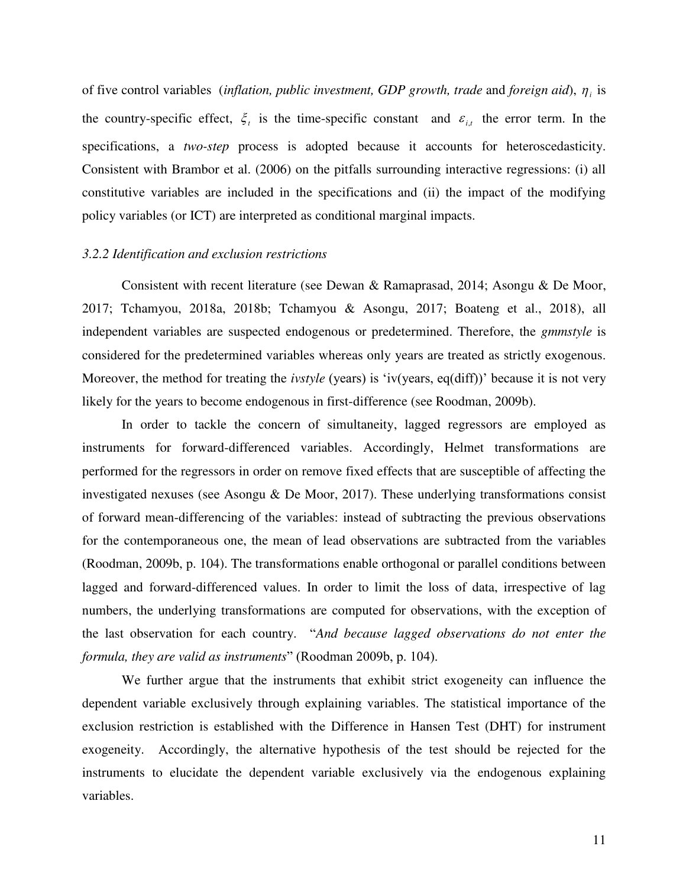of five control variables (*inflation, public investment, GDP growth, trade* and *foreign aid*), $\eta_i$ is the country-specific effect, $\xi_t$ is the time-specific constant and $\varepsilon_{i,t}$ the error term. In the specifications, a *two-step* process is adopted because it accounts for heteroscedasticity. Consistent with Brambor et al. (2006) on the pitfalls surrounding interactive regressions: (i) all constitutive variables are included in the specifications and (ii) the impact of the modifying policy variables (or ICT) are interpreted as conditional marginal impacts.

### *3.2.2 Identification and exclusion restrictions*

Consistent with recent literature (see Dewan & Ramaprasad, 2014; Asongu & De Moor, 2017; Tchamyou, 2018a, 2018b; Tchamyou & Asongu, 2017; Boateng et al., 2018), all independent variables are suspected endogenous or predetermined. Therefore, the *gmmstyle* is considered for the predetermined variables whereas only years are treated as strictly exogenous. Moreover, the method for treating the *ivstyle* (years) is 'iv(years, eq(diff))' because it is not very likely for the years to become endogenous in first-difference (see Roodman, 2009b).

In order to tackle the concern of simultaneity, lagged regressors are employed as instruments for forward-differenced variables. Accordingly, Helmet transformations are performed for the regressors in order on remove fixed effects that are susceptible of affecting the investigated nexuses (see Asongu & De Moor, 2017). These underlying transformations consist of forward mean-differencing of the variables: instead of subtracting the previous observations for the contemporaneous one, the mean of lead observations are subtracted from the variables (Roodman, 2009b, p. 104). The transformations enable orthogonal or parallel conditions between lagged and forward-differenced values. In order to limit the loss of data, irrespective of lag numbers, the underlying transformations are computed for observations, with the exception of the last observation for each country. "*And because lagged observations do not enter the formula, they are valid as instruments*" (Roodman 2009b, p. 104).

We further argue that the instruments that exhibit strict exogeneity can influence the dependent variable exclusively through explaining variables. The statistical importance of the exclusion restriction is established with the Difference in Hansen Test (DHT) for instrument exogeneity. Accordingly, the alternative hypothesis of the test should be rejected for the instruments to elucidate the dependent variable exclusively via the endogenous explaining variables.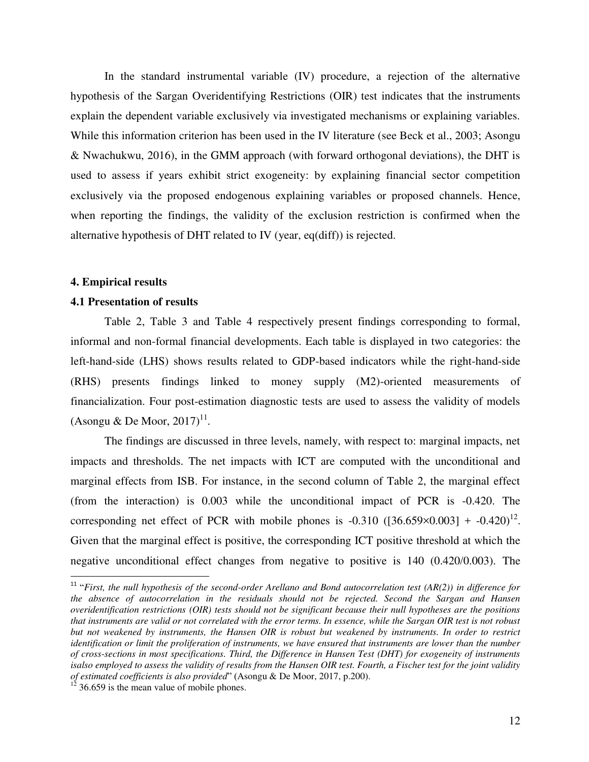In the standard instrumental variable (IV) procedure, a rejection of the alternative hypothesis of the Sargan Overidentifying Restrictions (OIR) test indicates that the instruments explain the dependent variable exclusively via investigated mechanisms or explaining variables. While this information criterion has been used in the IV literature (see Beck et al., 2003; Asongu & Nwachukwu, 2016), in the GMM approach (with forward orthogonal deviations), the DHT is used to assess if years exhibit strict exogeneity: by explaining financial sector competition exclusively via the proposed endogenous explaining variables or proposed channels. Hence, when reporting the findings, the validity of the exclusion restriction is confirmed when the alternative hypothesis of DHT related to IV (year, eq(diff)) is rejected.

## 4. Empirical results

### 4.1 Presentation of results

Table 2, Table 3 and Table 4 respectively present findings corresponding to formal, informal and non-formal financial developments. Each table is displayed in two categories: the left-hand-side (LHS) shows results related to GDP-based indicators while the right-hand-side (RHS) presents findings linked to money supply (M2)-oriented measurements of financialization. Four post-estimation diagnostic tests are used to assess the validity of models (Asongu & De Moor, 2017)[11].

The findings are discussed in three levels, namely, with respect to: marginal impacts, net impacts and thresholds. The net impacts with ICT are computed with the unconditional and marginal effects from ISB. For instance, in the second column of Table 2, the marginal effect (from the interaction) is 0.003 while the unconditional impact of PCR is -0.420. The corresponding net effect of PCR with mobile phones is -0.310 ([36.659×0.003] + -0.420)[12]. Given that the marginal effect is positive, the corresponding ICT positive threshold at which the negative unconditional effect changes from negative to positive is 140 (0.420/0.003). The

---

[11] "*First, the null hypothesis of the second-order Arellano and Bond autocorrelation test (AR(2)) in difference for the absence of autocorrelation in the residuals should not be rejected. Second the Sargan and Hansen overidentification restrictions (OIR) tests should not be significant because their null hypotheses are the positions that instruments are valid or not correlated with the error terms. In essence, while the Sargan OIR test is not robust but not weakened by instruments, the Hansen OIR is robust but weakened by instruments. In order to restrict identification or limit the proliferation of instruments, we have ensured that instruments are lower than the number of cross-sections in most specifications. Third, the Difference in Hansen Test (DHT) for exogeneity of instruments isalso employed to assess the validity of results from the Hansen OIR test. Fourth, a Fischer test for the joint validity of estimated coefficients is also provided*" (Asongu & De Moor, 2017, p.200).

[12] 36.659 is the mean value of mobile phones.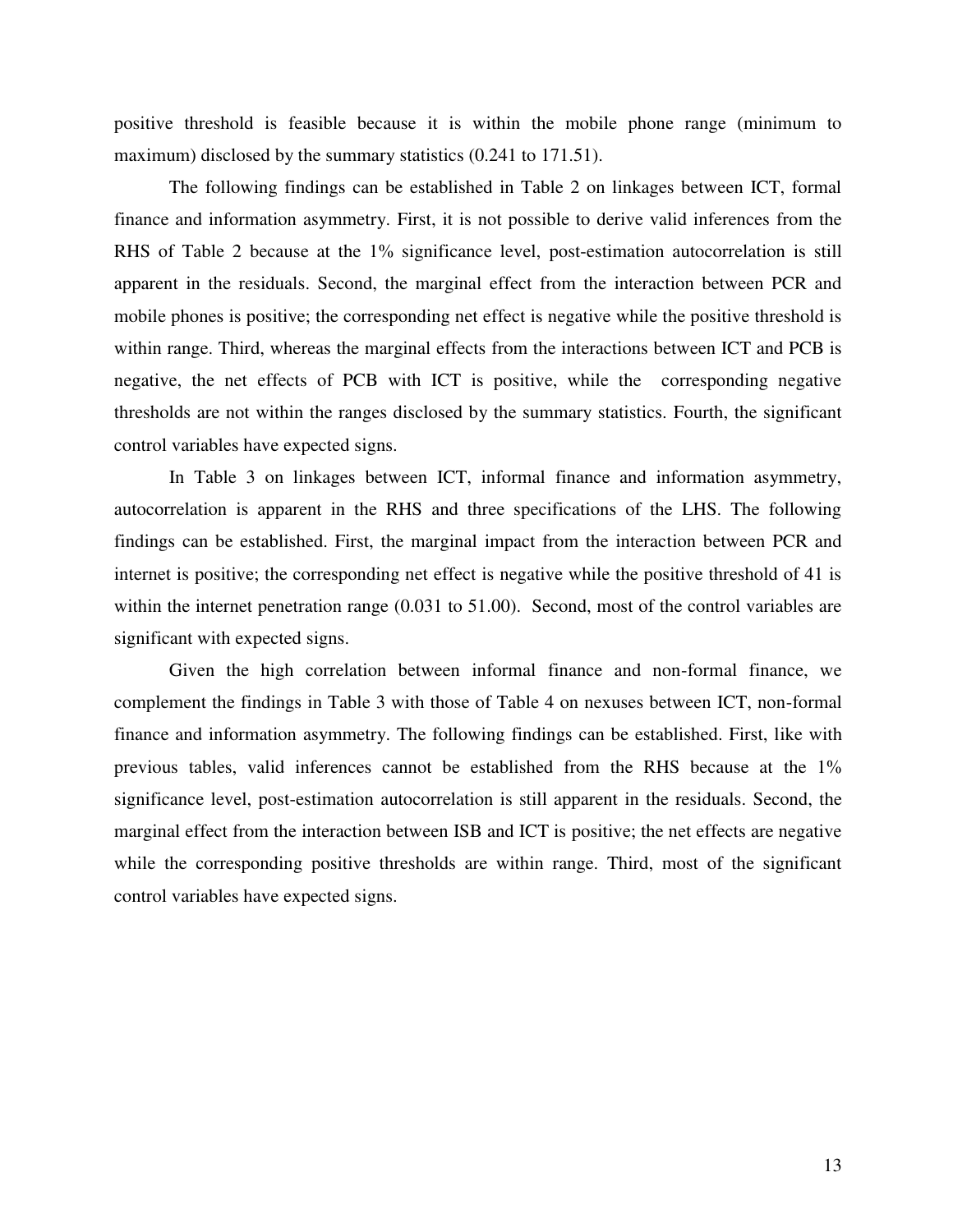positive threshold is feasible because it is within the mobile phone range (minimum to maximum) disclosed by the summary statistics (0.241 to 171.51).

The following findings can be established in Table 2 on linkages between ICT, formal finance and information asymmetry. First, it is not possible to derive valid inferences from the RHS of Table 2 because at the 1% significance level, post-estimation autocorrelation is still apparent in the residuals. Second, the marginal effect from the interaction between PCR and mobile phones is positive; the corresponding net effect is negative while the positive threshold is within range. Third, whereas the marginal effects from the interactions between ICT and PCB is negative, the net effects of PCB with ICT is positive, while the corresponding negative thresholds are not within the ranges disclosed by the summary statistics. Fourth, the significant control variables have expected signs.

In Table 3 on linkages between ICT, informal finance and information asymmetry, autocorrelation is apparent in the RHS and three specifications of the LHS. The following findings can be established. First, the marginal impact from the interaction between PCR and internet is positive; the corresponding net effect is negative while the positive threshold of 41 is within the internet penetration range (0.031 to 51.00). Second, most of the control variables are significant with expected signs.

Given the high correlation between informal finance and non-formal finance, we complement the findings in Table 3 with those of Table 4 on nexuses between ICT, non-formal finance and information asymmetry. The following findings can be established. First, like with previous tables, valid inferences cannot be established from the RHS because at the 1% significance level, post-estimation autocorrelation is still apparent in the residuals. Second, the marginal effect from the interaction between ISB and ICT is positive; the net effects are negative while the corresponding positive thresholds are within range. Third, most of the significant control variables have expected signs.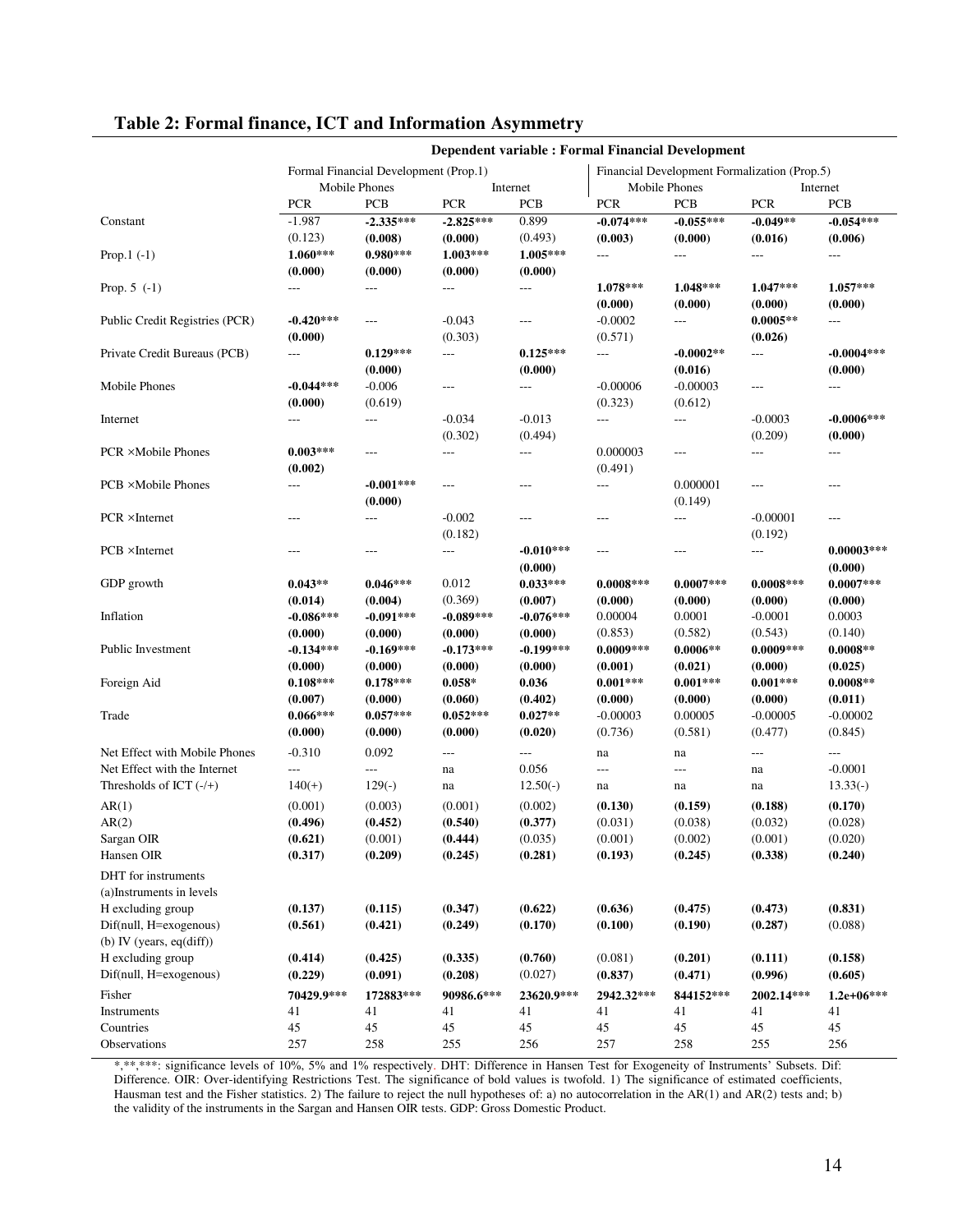## Table 2: Formal finance, ICT and Information Asymmetry

| | Dependent variable : Formal Financial Development | | | | | | | |
|---|---|---|---|---|---|---|---|---|
| | Formal Financial Development (Prop.1) | | | | Financial Development Formalization (Prop.5) | | | |
| | Mobile Phones | | Internet | | Mobile Phones | | Internet | |
| | PCR | PCB | PCR | PCB | PCR | PCB | PCR | PCB |
| Constant | -1.987 | **-2.335*****| **-2.825***** | 0.899 | **-0.074***** | **-0.055***** | **-0.049**** | **-0.054***** |
| | (0.123) | **(0.008)** | **(0.000)** | (0.493) | **(0.003)** | **(0.000)** | **(0.016)** | **(0.006)** |
| Prop.1 (-1) | **1.060***** | **0.980***** | **1.003***** | **1.005***** | --- | --- | --- | --- |
| | **(0.000)** | **(0.000)** | **(0.000)** | **(0.000)** | | | | |
| Prop. 5 (-1) | --- | --- | --- | --- | **1.078***** | **1.048***** | **1.047***** | **1.057***** |
| | | | | | **(0.000)** | **(0.000)** | **(0.000)** | **(0.000)** |
| Public Credit Registries (PCR) | **-0.420***** | --- | -0.043 | --- | -0.0002 | --- | **0.0005**** | --- |
| | **(0.000)** | | (0.303) | | (0.571) | | **(0.026)** | |
| Private Credit Bureaus (PCB) | --- | **0.129***** | --- | **0.125***** | --- | **-0.0002**** | --- | **-0.0004***** |
| | | **(0.000)** | | **(0.000)** | | **(0.016)** | | **(0.000)** |
| Mobile Phones | **-0.044***** | -0.006 | --- | --- | -0.00006 | -0.00003 | --- | --- |
| | **(0.000)** | (0.619) | | | (0.323) | (0.612) | | |
| Internet | --- | --- | -0.034 | -0.013 | --- | --- | -0.0003 | **-0.0006***** |
| | | | (0.302) | (0.494) | | | (0.209) | **(0.000)** |
| PCR ×Mobile Phones | **0.003***** | --- | --- | --- | 0.000003 | --- | --- | --- |
| | **(0.002)** | | | | (0.491) | | | |
| PCB ×Mobile Phones | --- | **-0.001***** | --- | --- | --- | 0.000001 | --- | --- |
| | | **(0.000)** | | | | (0.149) | | |
| PCR ×Internet | --- | --- | -0.002 | --- | --- | --- | -0.00001 | --- |
| | | | (0.182) | | | | (0.192) | |
| PCB ×Internet | --- | --- | --- | **-0.010***** | --- | --- | --- | **0.00003***** |
| | | | | **(0.000)** | | | | **(0.000)** |
| GDP growth | **0.043**** | **0.046***** | 0.012 | **0.033***** | **0.0008***** | **0.0007***** | **0.0008***** | **0.0007***** |
| | **(0.014)** | **(0.004)** | (0.369) | **(0.007)** | **(0.000)** | **(0.000)** | **(0.000)** | **(0.000)** |
| Inflation | **-0.086***** | **-0.091***** | **-0.089***** | **-0.076***** | 0.00004 | 0.0001 | -0.0001 | 0.0003 |
| | **(0.000)** | **(0.000)** | **(0.000)** | **(0.000)** | (0.853) | (0.582) | (0.543) | (0.140) |
| Public Investment | **-0.134***** | **-0.169***** | **-0.173***** | **-0.199***** | **0.0009***** | **0.0006**** | **0.0009***** | **0.0008**** |
| | **(0.000)** | **(0.000)** | **(0.000)** | **(0.000)** | **(0.001)** | **(0.021)** | **(0.000)** | **(0.025)** |
| Foreign Aid | **0.108***** | **0.178***** | **0.058*** | 0.036 | **0.001***** | **0.001***** | **0.001***** | **0.0008**** |
| | **(0.007)** | **(0.000)** | **(0.060)** | (0.402) | **(0.000)** | **(0.000)** | **(0.000)** | **(0.011)** |
| Trade | **0.066***** | **0.057***** | **0.052***** | **0.027**** | -0.00003 | 0.00005 | -0.00005 | -0.00002 |
| | **(0.000)** | **(0.000)** | **(0.000)** | **(0.020)** | (0.736) | (0.581) | (0.477) | (0.845) |
| Net Effect with Mobile Phones | -0.310 | 0.092 | --- | --- | na | na | --- | --- |
| Net Effect with the Internet | --- | --- | na | 0.056 | --- | --- | na | -0.0001 |
| Thresholds of ICT (-/+) | 140(+) | 129(-) | na | 12.50(-) | na | na | na | 13.33(-) |
| AR(1) | (0.001) | (0.003) | (0.001) | (0.002) | **(0.130)** | **(0.159)** | **(0.188)** | **(0.170)** |
| AR(2) | **(0.496)** | **(0.452)** | **(0.540)** | **(0.377)** | (0.031) | (0.038) | (0.032) | (0.028) |
| Sargan OIR | **(0.621)** | (0.001) | **(0.444)** | (0.035) | (0.001) | (0.002) | (0.001) | (0.020) |
| Hansen OIR | **(0.317)** | **(0.209)** | **(0.245)** | **(0.281)** | **(0.193)** | **(0.245)** | **(0.338)** | **(0.240)** |
| DHT for instruments | | | | | | | | |
| (a)Instruments in levels | | | | | | | | |
| H excluding group | **(0.137)** | **(0.115)** | **(0.347)** | **(0.622)** | **(0.636)** | **(0.475)** | **(0.473)** | **(0.831)** |
| Dif(null, H=exogenous) | **(0.561)** | **(0.421)** | **(0.249)** | **(0.170)** | **(0.100)** | **(0.190)** | **(0.287)** | (0.088) |
| (b) IV (years, eq(diff)) | | | | | | | | |
| H excluding group | **(0.414)** | **(0.425)** | **(0.335)** | **(0.760)** | (0.081) | **(0.201)** | **(0.111)** | **(0.158)** |
| Dif(null, H=exogenous) | **(0.229)** | **(0.091)** | **(0.208)** | (0.027) | **(0.837)** | **(0.471)** | **(0.996)** | **(0.605)** |
| Fisher | **70429.9***** | **172883***** | **90986.6***** | **23620.9***** | **2942.32***** | **844152***** | **2002.14***** | **1.2e+06***** |
| Instruments | 41 | 41 | 41 | 41 | 41 | 41 | 41 | 41 |
| Countries | 45 | 45 | 45 | 45 | 45 | 45 | 45 | 45 |
| Observations | 257 | 258 | 255 | 256 | 257 | 258 | 255 | 256 |

*,**,***: significance levels of 10%, 5% and 1% respectively. DHT: Difference in Hansen Test for Exogeneity of Instruments' Subsets. Dif: Difference. OIR: Over-identifying Restrictions Test. The significance of bold values is twofold. 1) The significance of estimated coefficients, Hausman test and the Fisher statistics. 2) The failure to reject the null hypotheses of: a) no autocorrelation in the AR(1) and AR(2) tests and; b) the validity of the instruments in the Sargan and Hansen OIR tests. GDP: Gross Domestic Product.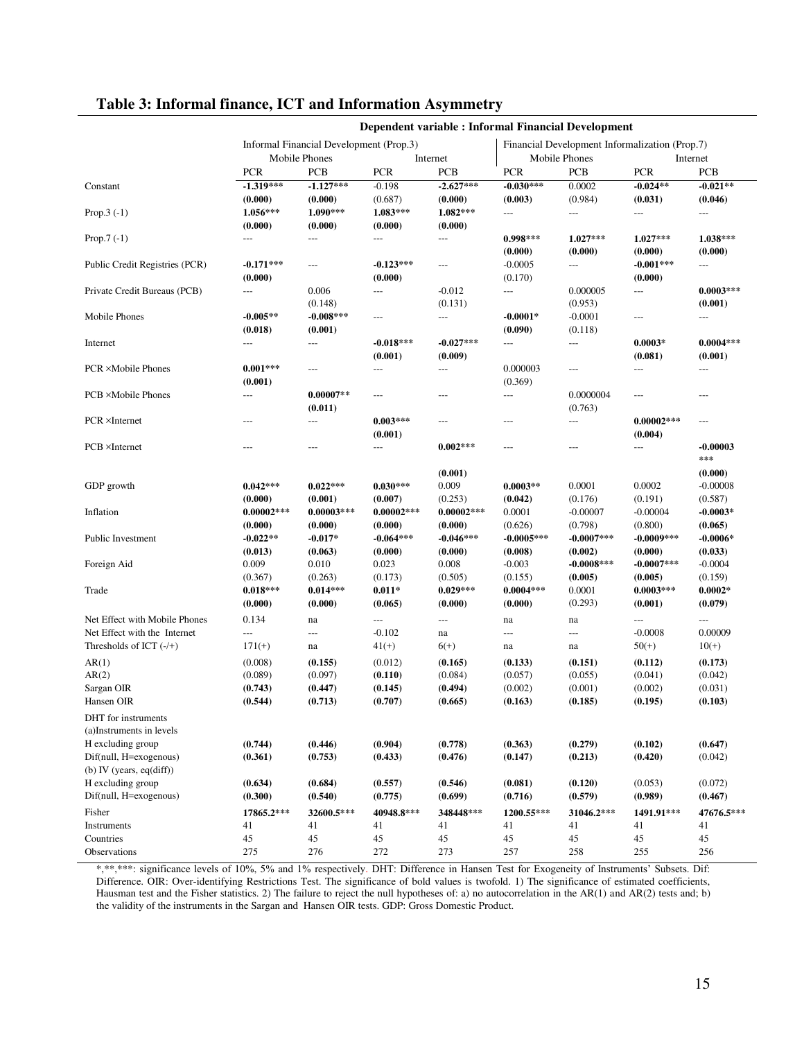## Table 3: Informal finance, ICT and Information Asymmetry

| | Dependent variable : Informal Financial Development | | | | | | | |
|---|---|---|---|---|---|---|---|---|
| | Informal Financial Development (Prop.3) | | | | Financial Development Informalization (Prop.7) | | | |
| | Mobile Phones | | Internet | | Mobile Phones | | Internet | |
| | PCR | PCB | PCR | PCB | PCR | PCB | PCR | PCB |
| Constant | **-1.319*****<br>**(0.000)** | **-1.127*****<br>**(0.000)** | -0.198<br>(0.687) | **-2.627*****<br>**(0.000)** | **-0.030*****<br>**(0.003)** | 0.0002<br>(0.984) | **-0.024****<br>**(0.031)** | **-0.021****<br>**(0.046)** |
| Prop.3 (-1) | **1.056*****<br>**(0.000)** | **1.090*****<br>**(0.000)** | **1.083*****<br>**(0.000)** | **1.082*****<br>**(0.000)** | --- | --- | --- | --- |
| Prop.7 (-1) | --- | --- | --- | --- | **0.998*****<br>**(0.000)** | **1.027*****<br>**(0.000)** | **1.027*****<br>**(0.000)** | **1.038*****<br>**(0.000)** |
| Public Credit Registries (PCR) | **-0.171*****<br>**(0.000)** | --- | **-0.123*****<br>**(0.000)** | --- | -0.0005<br>(0.170) | --- | **-0.001*****<br>**(0.000)** | --- |
| Private Credit Bureaus (PCB) | --- | 0.006<br>(0.148) | --- | -0.012<br>(0.131) | --- | 0.000005<br>(0.953) | --- | **0.0003*****<br>**(0.001)** |
| Mobile Phones | **-0.005****<br>**(0.018)** | **-0.008*****<br>**(0.001)** | --- | --- | **-0.0001***<br>**(0.090)** | -0.0001<br>(0.118) | --- | --- |
| Internet | --- | --- | **-0.018*****<br>**(0.001)** | **-0.027*****<br>**(0.009)** | --- | --- | **0.0003***<br>**(0.081)** | **0.0004*****<br>**(0.001)** |
| PCR ×Mobile Phones | **0.001*****<br>**(0.001)** | --- | --- | --- | 0.000003<br>(0.369) | --- | --- | --- |
| PCB ×Mobile Phones | --- | **0.00007****<br>**(0.011)** | --- | --- | --- | 0.0000004<br>(0.763) | --- | --- |
| PCR ×Internet | --- | --- | **0.003*****<br>**(0.001)** | --- | --- | --- | **0.00002*****<br>**(0.004)** | --- |
| PCB ×Internet | --- | --- | --- | **0.002*****<br>**(0.001)** | --- | --- | --- | **-0.00003*****<br>**(0.000)** |
| GDP growth | **0.042*****<br>**(0.000)** | **0.022*****<br>**(0.001)** | **0.030*****<br>**(0.007)** | 0.009<br>(0.253) | **0.0003****<br>**(0.042)** | 0.0001<br>(0.176) | 0.0002<br>(0.191) | -0.00008<br>(0.587) |
| Inflation | **0.00002*****<br>**(0.000)** | **0.00003*****<br>**(0.000)** | **0.00002*****<br>**(0.000)** | **0.00002*****<br>**(0.000)** | 0.0001<br>(0.626) | -0.00007<br>(0.798) | -0.00004<br>(0.800) | **-0.0003***<br>**(0.065)** |
| Public Investment | **-0.022****<br>**(0.013)** | **-0.017***<br>**(0.063)** | **-0.064*****<br>**(0.000)** | **-0.046*****<br>**(0.000)** | **-0.0005*****<br>**(0.008)** | **-0.0007*****<br>**(0.002)** | **-0.0009*****<br>**(0.000)** | **-0.0006***<br>**(0.033)** |
| Foreign Aid | 0.009<br>(0.367) | 0.010<br>(0.263) | 0.023<br>(0.173) | 0.008<br>(0.505) | -0.003<br>(0.155) | **-0.0008*****<br>**(0.005)** | **-0.0007*****<br>**(0.005)** | -0.0004<br>(0.159) |
| Trade | **0.018*****<br>**(0.000)** | **0.014*****<br>**(0.000)** | **0.011***<br>**(0.065)** | **0.029*****<br>**(0.000)** | **0.0004*****<br>**(0.000)** | 0.0001<br>(0.293) | **0.0003*****<br>**(0.001)** | **0.0002***<br>**(0.079)** |
| Net Effect with Mobile Phones | 0.134 | na | --- | --- | na | na | --- | --- |
| Net Effect with the Internet | --- | --- | -0.102 | na | --- | --- | -0.0008 | 0.00009 |
| Thresholds of ICT (-/+) | 171(+) | na | 41(+) | 6(+) | na | na | 50(+) | 10(+) |
| AR(1) | (0.008) | **(0.155)** | (0.012) | **(0.165)** | **(0.133)** | **(0.151)** | **(0.112)** | **(0.173)** |
| AR(2) | (0.089) | (0.097) | **(0.110)** | (0.084) | (0.057) | (0.055) | (0.041) | (0.042) |
| Sargan OIR | **(0.743)** | **(0.447)** | **(0.145)** | **(0.494)** | (0.002) | (0.001) | (0.002) | (0.031) |
| Hansen OIR | **(0.544)** | **(0.713)** | **(0.707)** | **(0.665)** | **(0.163)** | **(0.185)** | **(0.195)** | **(0.103)** |
| DHT for instruments | | | | | | | | |
| (a)Instruments in levels | | | | | | | | |
| H excluding group | **(0.744)** | **(0.446)** | **(0.904)** | **(0.778)** | **(0.363)** | **(0.279)** | **(0.102)** | **(0.647)** |
| Dif(null, H=exogenous) | **(0.361)** | **(0.753)** | **(0.433)** | **(0.476)** | **(0.147)** | **(0.213)** | **(0.420)** | (0.042) |
| (b) IV (years, eq(diff)) | | | | | | | | |
| H excluding group | **(0.634)** | **(0.684)** | **(0.557)** | **(0.546)** | **(0.081)** | **(0.120)** | (0.053) | (0.072) |
| Dif(null, H=exogenous) | **(0.300)** | **(0.540)** | **(0.775)** | **(0.699)** | **(0.716)** | **(0.579)** | **(0.989)** | **(0.467)** |
| Fisher | **17865.2*** ** | **32600.5*** ** | **40948.8*** ** | **348448*** ** | **1200.55*** ** | **31046.2*** ** | **1491.91*** ** | **47676.5*** ** |
| Instruments | 41 | 41 | 41 | 41 | 41 | 41 | 41 | 41 |
| Countries | 45 | 45 | 45 | 45 | 45 | 45 | 45 | 45 |
| Observations | 275 | 276 | 272 | 273 | 257 | 258 | 255 | 256 |

*,**,***: significance levels of 10%, 5% and 1% respectively. DHT: Difference in Hansen Test for Exogeneity of Instruments' Subsets. Dif: Difference. OIR: Over-identifying Restrictions Test. The significance of bold values is twofold. 1) The significance of estimated coefficients, Hausman test and the Fisher statistics. 2) The failure to reject the null hypotheses of: a) no autocorrelation in the AR(1) and AR(2) tests and; b) the validity of the instruments in the Sargan and Hansen OIR tests. GDP: Gross Domestic Product.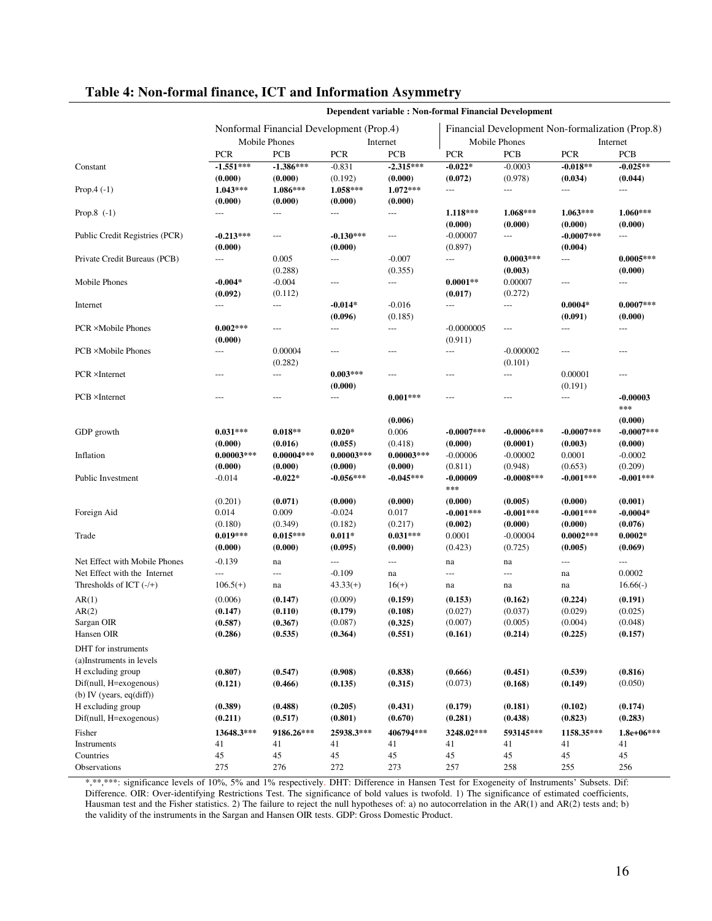## Table 4: Non-formal finance, ICT and Information Asymmetry

| | Dependent variable : Non-formal Financial Development | | | | | | | |
|---|---|---|---|---|---|---|---|---|
| | Nonformal Financial Development (Prop.4) | | | | Financial Development Non-formalization (Prop.8) | | | |
| | Mobile Phones | | Internet | | Mobile Phones | | Internet | |
| | PCR | PCB | PCR | PCB | PCR | PCB | PCR | PCB |
| Constant | **-1.551*****<br>**(0.000)** | **-1.386*****<br>**(0.000)** | -0.831<br>(0.192) | **-2.315*****<br>**(0.000)** | **-0.022***<br>**(0.072)** | -0.0003<br>(0.978) | **-0.018****<br>**(0.034)** | **-0.025****<br>**(0.044)** |
| Prop.4 (-1) | **1.043*****<br>**(0.000)** | **1.086*****<br>**(0.000)** | **1.058*****<br>**(0.000)** | **1.072*****<br>**(0.000)** | --- | --- | --- | --- |
| Prop.8 (-1) | --- | --- | --- | --- | **1.118*****<br>**(0.000)** | **1.068*****<br>**(0.000)** | **1.063*****<br>**(0.000)** | **1.060*****<br>**(0.000)** |
| Public Credit Registries (PCR) | **-0.213*****<br>**(0.000)** | --- | **-0.130*****<br>**(0.000)** | --- | -0.00007<br>(0.897) | --- | **-0.0007*****<br>**(0.004)** | --- |
| Private Credit Bureaus (PCB) | --- | 0.005<br>(0.288) | --- | -0.007<br>(0.355) | --- | **0.0003*****<br>**(0.003)** | --- | **0.0005*****<br>**(0.000)** |
| Mobile Phones | **-0.004***<br>**(0.092)** | -0.004<br>(0.112) | --- | --- | **0.0001****<br>**(0.017)** | 0.00007<br>(0.272) | --- | --- |
| Internet | --- | --- | **-0.014***<br>**(0.096)** | -0.016<br>(0.185) | --- | --- | **0.0004***<br>**(0.091)** | **0.0007*****<br>**(0.000)** |
| PCR ×Mobile Phones | **0.002*****<br>**(0.000)** | --- | --- | --- | -0.0000005<br>(0.911) | --- | --- | --- |
| PCB ×Mobile Phones | --- | 0.00004<br>(0.282) | --- | --- | --- | -0.000002<br>(0.101) | --- | --- |
| PCR ×Internet | --- | --- | **0.003*****<br>**(0.000)** | --- | --- | --- | 0.00001<br>(0.191) | --- |
| PCB ×Internet | --- | --- | --- | **0.001*****<br>**(0.006)** | --- | --- | --- | **-0.00003*****<br>**(0.000)** |
| GDP growth | **0.031*****<br>**(0.000)** | **0.018****<br>**(0.016)** | **0.020***<br>**(0.055)** | 0.006<br>(0.418) | **-0.0007*****<br>**(0.000)** | **-0.0006*****<br>**(0.0001)** | **-0.0007*****<br>**(0.003)** | **-0.0007*****<br>**(0.000)** |
| Inflation | **0.00003*****<br>**(0.000)** | **0.00004*****<br>**(0.000)** | **0.00003*****<br>**(0.000)** | **0.00003*****<br>**(0.000)** | -0.00006<br>(0.811) | -0.00002<br>(0.948) | 0.0001<br>(0.653) | -0.0002<br>(0.209) |
| Public Investment | -0.014<br>(0.201) | **-0.022***<br>**(0.071)** | **-0.056*****<br>**(0.000)** | **-0.045*****<br>**(0.000)** | **-0.00009*****<br>**(0.000)** | **-0.0008*****<br>**(0.005)** | **-0.001*****<br>**(0.000)** | **-0.001*****<br>**(0.001)** |
| Foreign Aid | 0.014<br>(0.180) | 0.009<br>(0.349) | -0.024<br>(0.182) | 0.017<br>(0.217) | **-0.001*****<br>**(0.002)** | **-0.001*****<br>**(0.000)** | **-0.001*****<br>**(0.000)** | **-0.0004***<br>**(0.076)** |
| Trade | **0.019*****<br>**(0.000)** | **0.015*****<br>**(0.000)** | **0.011***<br>**(0.095)** | **0.031*****<br>**(0.000)** | 0.0001<br>(0.423) | -0.00004<br>(0.725) | **0.0002*****<br>**(0.005)** | **0.0002***<br>**(0.069)** |
| Net Effect with Mobile Phones | -0.139 | na | --- | --- | na | na | --- | --- |
| Net Effect with the Internet | --- | --- | -0.109 | na | --- | --- | na | 0.0002 |
| Thresholds of ICT (-/+) | 106.5(+) | na | 43.33(+) | 16(+) | na | na | na | 16.66(-) |
| AR(1) | (0.006) | **(0.147)** | (0.009) | **(0.159)** | **(0.153)** | **(0.162)** | **(0.224)** | **(0.191)** |
| AR(2) | **(0.147)** | **(0.110)** | **(0.179)** | **(0.108)** | (0.027) | (0.037) | (0.029) | (0.025) |
| Sargan OIR | **(0.587)** | **(0.367)** | (0.087) | **(0.325)** | (0.007) | (0.005) | (0.004) | (0.048) |
| Hansen OIR | **(0.286)** | **(0.535)** | **(0.364)** | **(0.551)** | **(0.161)** | **(0.214)** | **(0.225)** | **(0.157)** |
| DHT for instruments | | | | | | | | |
| (a)Instruments in levels | | | | | | | | |
| H excluding group | **(0.807)** | **(0.547)** | **(0.908)** | **(0.838)** | **(0.666)** | **(0.451)** | **(0.539)** | **(0.816)** |
| Dif(null, H=exogenous) | **(0.121)** | **(0.466)** | **(0.135)** | **(0.315)** | (0.073) | **(0.168)** | **(0.149)** | (0.050) |
| (b) IV (years, eq(diff)) | | | | | | | | |
| H excluding group | **(0.389)** | **(0.488)** | **(0.205)** | **(0.431)** | **(0.179)** | **(0.181)** | **(0.102)** | **(0.174)** |
| Dif(null, H=exogenous) | **(0.211)** | **(0.517)** | **(0.801)** | **(0.670)** | **(0.281)** | **(0.438)** | **(0.823)** | **(0.283)** |
| Fisher | **13648.3***** | **9186.26***** | **25938.3***** | **406794***** | **3248.02***** | **593145***** | **1158.35***** | **1.8e+06***** |
| Instruments | 41 | 41 | 41 | 41 | 41 | 41 | 41 | 41 |
| Countries | 45 | 45 | 45 | 45 | 45 | 45 | 45 | 45 |
| Observations | 275 | 276 | 272 | 273 | 257 | 258 | 255 | 256 |

*,**,***: significance levels of 10%, 5% and 1% respectively. DHT: Difference in Hansen Test for Exogeneity of Instruments' Subsets. Dif: Difference. OIR: Over-identifying Restrictions Test. The significance of bold values is twofold. 1) The significance of estimated coefficients, Hausman test and the Fisher statistics. 2) The failure to reject the null hypotheses of: a) no autocorrelation in the AR(1) and AR(2) tests and; b) the validity of the instruments in the Sargan and Hansen OIR tests. GDP: Gross Domestic Product.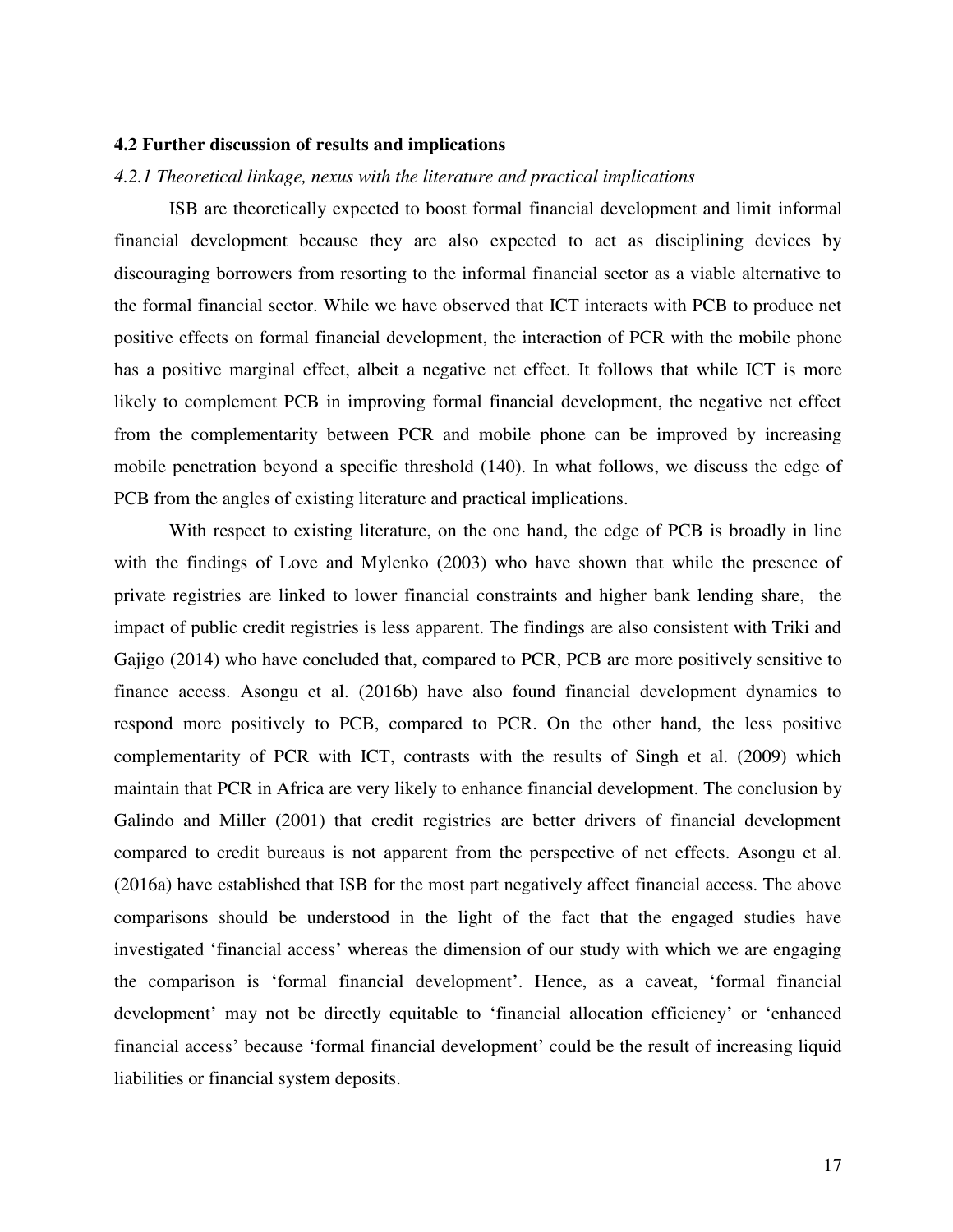### 4.2 Further discussion of results and implications

#### *4.2.1 Theoretical linkage, nexus with the literature and practical implications*

ISB are theoretically expected to boost formal financial development and limit informal financial development because they are also expected to act as disciplining devices by discouraging borrowers from resorting to the informal financial sector as a viable alternative to the formal financial sector. While we have observed that ICT interacts with PCB to produce net positive effects on formal financial development, the interaction of PCR with the mobile phone has a positive marginal effect, albeit a negative net effect. It follows that while ICT is more likely to complement PCB in improving formal financial development, the negative net effect from the complementarity between PCR and mobile phone can be improved by increasing mobile penetration beyond a specific threshold (140). In what follows, we discuss the edge of PCB from the angles of existing literature and practical implications.

With respect to existing literature, on the one hand, the edge of PCB is broadly in line with the findings of Love and Mylenko (2003) who have shown that while the presence of private registries are linked to lower financial constraints and higher bank lending share, the impact of public credit registries is less apparent. The findings are also consistent with Triki and Gajigo (2014) who have concluded that, compared to PCR, PCB are more positively sensitive to finance access. Asongu et al. (2016b) have also found financial development dynamics to respond more positively to PCB, compared to PCR. On the other hand, the less positive complementarity of PCR with ICT, contrasts with the results of Singh et al. (2009) which maintain that PCR in Africa are very likely to enhance financial development. The conclusion by Galindo and Miller (2001) that credit registries are better drivers of financial development compared to credit bureaus is not apparent from the perspective of net effects. Asongu et al. (2016a) have established that ISB for the most part negatively affect financial access. The above comparisons should be understood in the light of the fact that the engaged studies have investigated 'financial access' whereas the dimension of our study with which we are engaging the comparison is 'formal financial development'. Hence, as a caveat, 'formal financial development' may not be directly equitable to 'financial allocation efficiency' or 'enhanced financial access' because 'formal financial development' could be the result of increasing liquid liabilities or financial system deposits.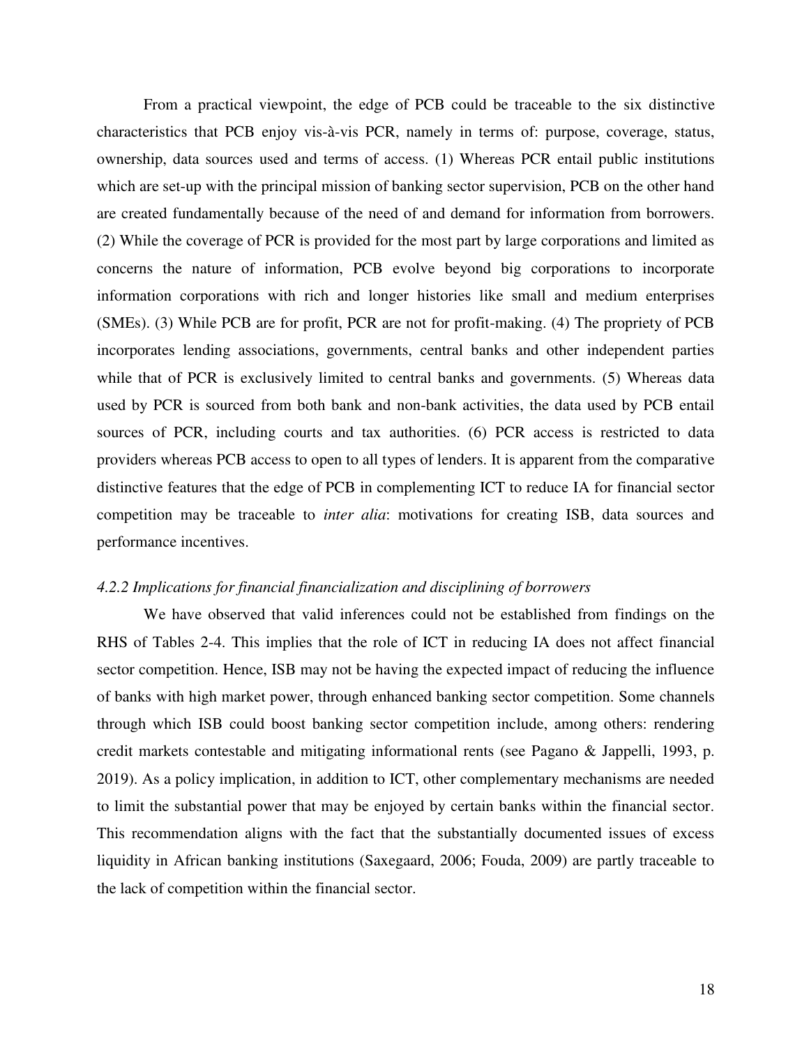From a practical viewpoint, the edge of PCB could be traceable to the six distinctive characteristics that PCB enjoy vis-à-vis PCR, namely in terms of: purpose, coverage, status, ownership, data sources used and terms of access. (1) Whereas PCR entail public institutions which are set-up with the principal mission of banking sector supervision, PCB on the other hand are created fundamentally because of the need of and demand for information from borrowers. (2) While the coverage of PCR is provided for the most part by large corporations and limited as concerns the nature of information, PCB evolve beyond big corporations to incorporate information corporations with rich and longer histories like small and medium enterprises (SMEs). (3) While PCB are for profit, PCR are not for profit-making. (4) The propriety of PCB incorporates lending associations, governments, central banks and other independent parties while that of PCR is exclusively limited to central banks and governments. (5) Whereas data used by PCR is sourced from both bank and non-bank activities, the data used by PCB entail sources of PCR, including courts and tax authorities. (6) PCR access is restricted to data providers whereas PCB access to open to all types of lenders. It is apparent from the comparative distinctive features that the edge of PCB in complementing ICT to reduce IA for financial sector competition may be traceable to *inter alia*: motivations for creating ISB, data sources and performance incentives.

### *4.2.2 Implications for financial financialization and disciplining of borrowers*

We have observed that valid inferences could not be established from findings on the RHS of Tables 2-4. This implies that the role of ICT in reducing IA does not affect financial sector competition. Hence, ISB may not be having the expected impact of reducing the influence of banks with high market power, through enhanced banking sector competition. Some channels through which ISB could boost banking sector competition include, among others: rendering credit markets contestable and mitigating informational rents (see Pagano & Jappelli, 1993, p. 2019). As a policy implication, in addition to ICT, other complementary mechanisms are needed to limit the substantial power that may be enjoyed by certain banks within the financial sector. This recommendation aligns with the fact that the substantially documented issues of excess liquidity in African banking institutions (Saxegaard, 2006; Fouda, 2009) are partly traceable to the lack of competition within the financial sector.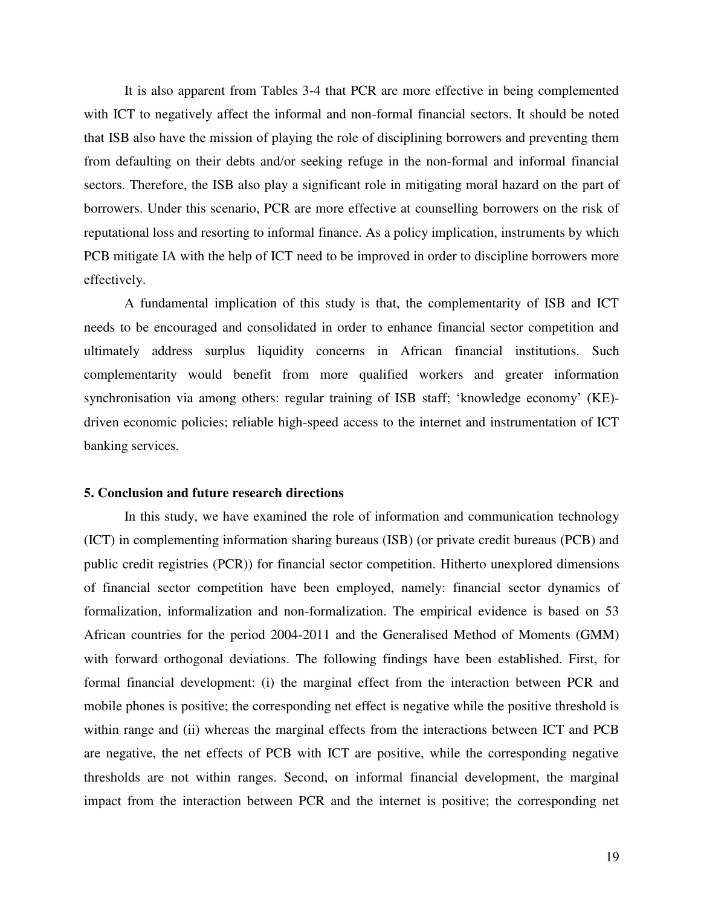It is also apparent from Tables 3-4 that PCR are more effective in being complemented with ICT to negatively affect the informal and non-formal financial sectors. It should be noted that ISB also have the mission of playing the role of disciplining borrowers and preventing them from defaulting on their debts and/or seeking refuge in the non-formal and informal financial sectors. Therefore, the ISB also play a significant role in mitigating moral hazard on the part of borrowers. Under this scenario, PCR are more effective at counselling borrowers on the risk of reputational loss and resorting to informal finance. As a policy implication, instruments by which PCB mitigate IA with the help of ICT need to be improved in order to discipline borrowers more effectively.

A fundamental implication of this study is that, the complementarity of ISB and ICT needs to be encouraged and consolidated in order to enhance financial sector competition and ultimately address surplus liquidity concerns in African financial institutions. Such complementarity would benefit from more qualified workers and greater information synchronisation via among others: regular training of ISB staff; 'knowledge economy' (KE)-driven economic policies; reliable high-speed access to the internet and instrumentation of ICT banking services.

## 5. Conclusion and future research directions

In this study, we have examined the role of information and communication technology (ICT) in complementing information sharing bureaus (ISB) (or private credit bureaus (PCB) and public credit registries (PCR)) for financial sector competition. Hitherto unexplored dimensions of financial sector competition have been employed, namely: financial sector dynamics of formalization, informalization and non-formalization. The empirical evidence is based on 53 African countries for the period 2004-2011 and the Generalised Method of Moments (GMM) with forward orthogonal deviations. The following findings have been established. First, for formal financial development: (i) the marginal effect from the interaction between PCR and mobile phones is positive; the corresponding net effect is negative while the positive threshold is within range and (ii) whereas the marginal effects from the interactions between ICT and PCB are negative, the net effects of PCB with ICT are positive, while the corresponding negative thresholds are not within ranges. Second, on informal financial development, the marginal impact from the interaction between PCR and the internet is positive; the corresponding net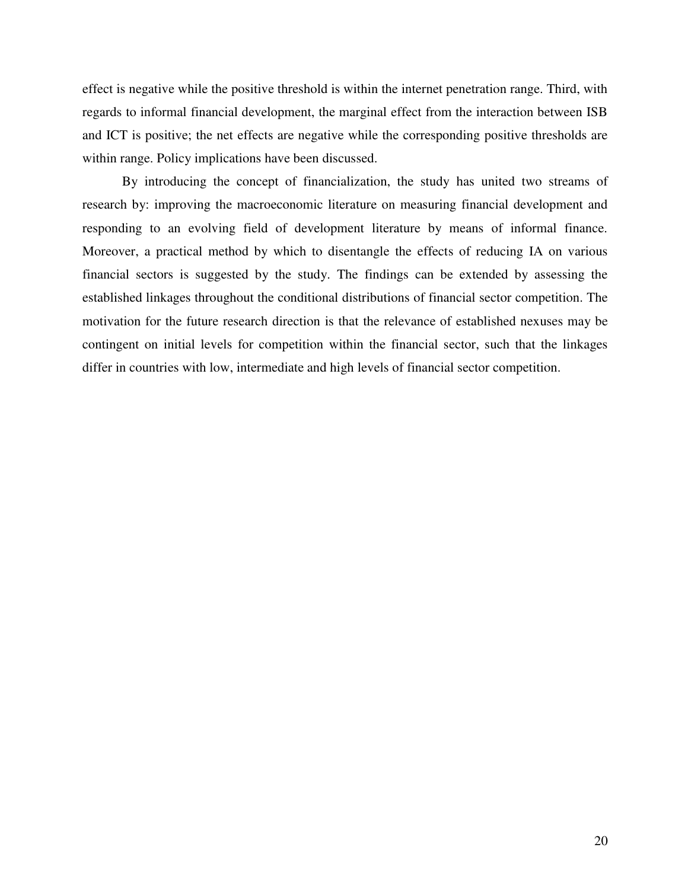effect is negative while the positive threshold is within the internet penetration range. Third, with regards to informal financial development, the marginal effect from the interaction between ISB and ICT is positive; the net effects are negative while the corresponding positive thresholds are within range. Policy implications have been discussed.

By introducing the concept of financialization, the study has united two streams of research by: improving the macroeconomic literature on measuring financial development and responding to an evolving field of development literature by means of informal finance. Moreover, a practical method by which to disentangle the effects of reducing IA on various financial sectors is suggested by the study. The findings can be extended by assessing the established linkages throughout the conditional distributions of financial sector competition. The motivation for the future research direction is that the relevance of established nexuses may be contingent on initial levels for competition within the financial sector, such that the linkages differ in countries with low, intermediate and high levels of financial sector competition.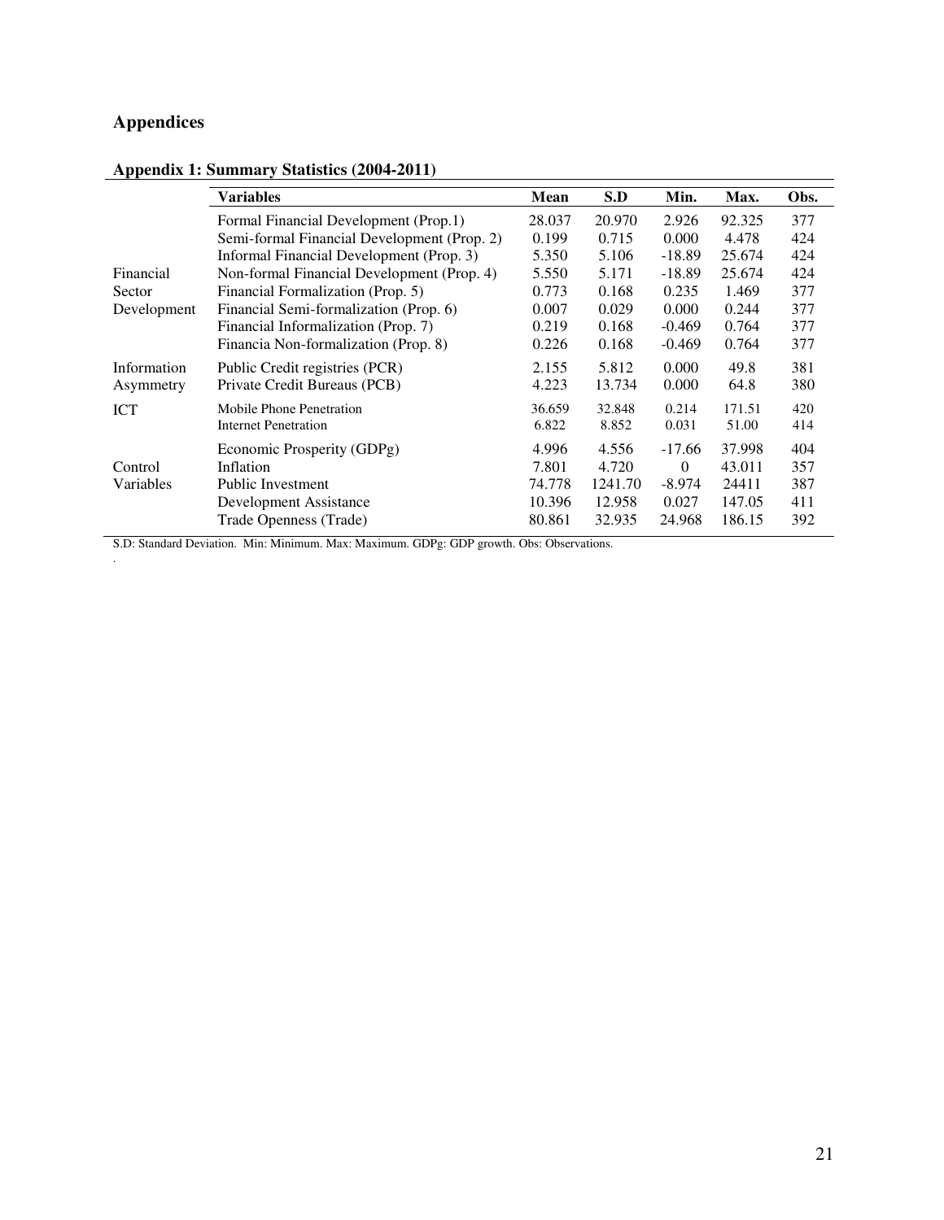## Appendices

### Appendix 1: Summary Statistics (2004-2011)

| | Variables | Mean | S.D | Min. | Max. | Obs. |
|---|---|---|---|---|---|---|
| Financial Sector Development | Formal Financial Development (Prop.1) | 28.037 | 20.970 | 2.926 | 92.325 | 377 |
| | Semi-formal Financial Development (Prop. 2) | 0.199 | 0.715 | 0.000 | 4.478 | 424 |
| | Informal Financial Development (Prop. 3) | 5.350 | 5.106 | -18.89 | 25.674 | 424 |
| | Non-formal Financial Development (Prop. 4) | 5.550 | 5.171 | -18.89 | 25.674 | 424 |
| | Financial Formalization (Prop. 5) | 0.773 | 0.168 | 0.235 | 1.469 | 377 |
| | Financial Semi-formalization (Prop. 6) | 0.007 | 0.029 | 0.000 | 0.244 | 377 |
| | Financial Informalization (Prop. 7) | 0.219 | 0.168 | -0.469 | 0.764 | 377 |
| | Financia Non-formalization (Prop. 8) | 0.226 | 0.168 | -0.469 | 0.764 | 377 |
| Information Asymmetry | Public Credit registries (PCR) | 2.155 | 5.812 | 0.000 | 49.8 | 381 |
| | Private Credit Bureaus (PCB) | 4.223 | 13.734 | 0.000 | 64.8 | 380 |
| ICT | Mobile Phone Penetration | 36.659 | 32.848 | 0.214 | 171.51 | 420 |
| | Internet Penetration | 6.822 | 8.852 | 0.031 | 51.00 | 414 |
| Control Variables | Economic Prosperity (GDPg) | 4.996 | 4.556 | -17.66 | 37.998 | 404 |
| | Inflation | 7.801 | 4.720 | 0 | 43.011 | 357 |
| | Public Investment | 74.778 | 1241.70 | -8.974 | 24411 | 387 |
| | Development Assistance | 10.396 | 12.958 | 0.027 | 147.05 | 411 |
| | Trade Openness (Trade) | 80.861 | 32.935 | 24.968 | 186.15 | 392 |

S.D: Standard Deviation. Min: Minimum. Max: Maximum. GDPg: GDP growth. Obs: Observations.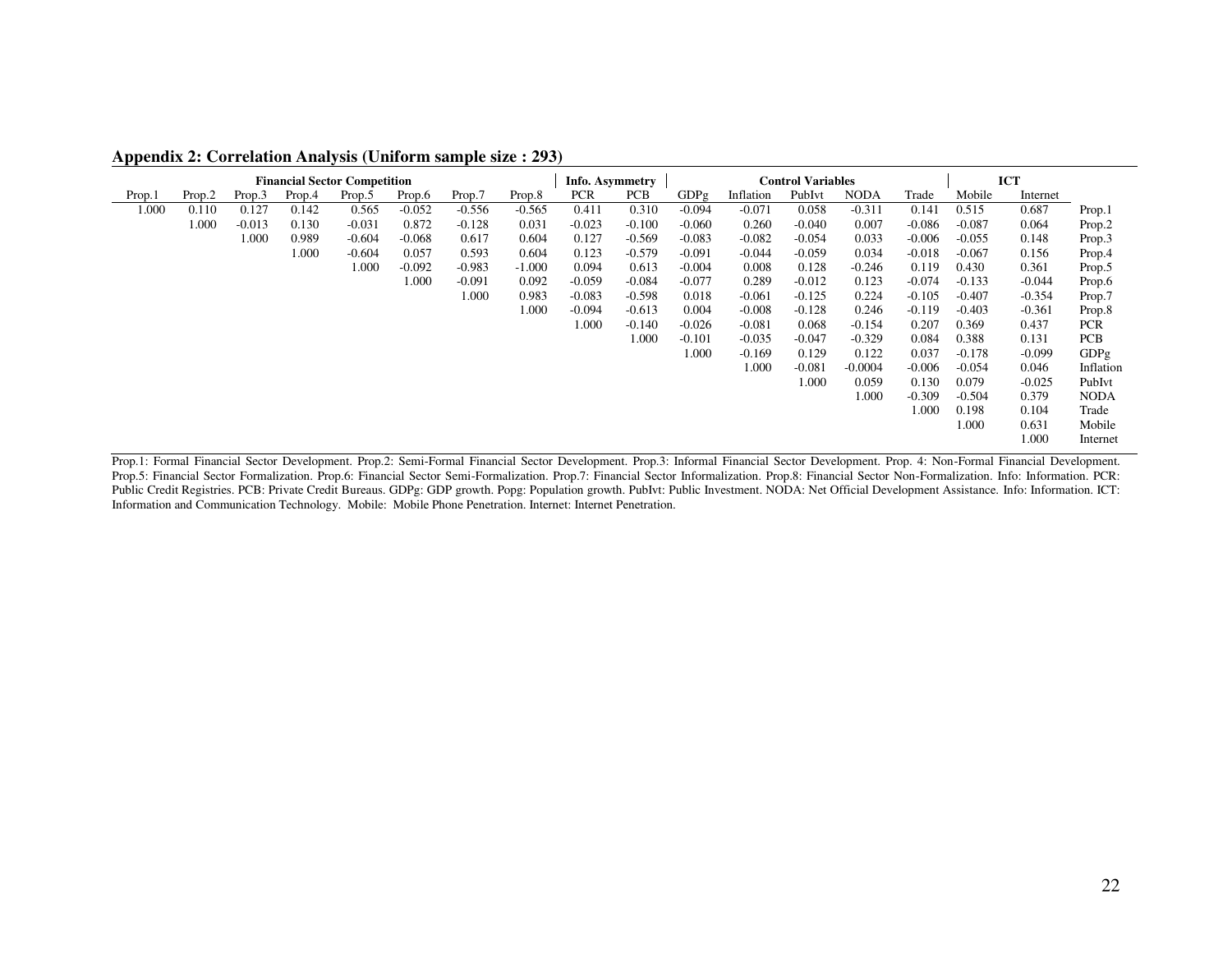## Appendix 2: Correlation Analysis (Uniform sample size : 293)

| Financial Sector Competition | | | | | | | | Info. Asymmetry | | Control Variables | | | | | ICT | | |
|---|---|---|---|---|---|---|---|---|---|---|---|---|---|---|---|---|---|
| Prop.1 | Prop.2 | Prop.3 | Prop.4 | Prop.5 | Prop.6 | Prop.7 | Prop.8 | PCR | PCB | GDPg | Inflation | PubIvt | NODA | Trade | Mobile | Internet | |
| 1.000 | 0.110 | 0.127 | 0.142 | 0.565 | -0.052 | -0.556 | -0.565 | 0.411 | 0.310 | -0.094 | -0.071 | 0.058 | -0.311 | 0.141 | 0.515 | 0.687 | Prop.1 |
| | 1.000 | -0.013 | 0.130 | -0.031 | 0.872 | -0.128 | 0.031 | -0.023 | -0.100 | -0.060 | 0.260 | -0.040 | 0.007 | -0.086 | -0.087 | 0.064 | Prop.2 |
| | | 1.000 | 0.989 | -0.604 | -0.068 | 0.617 | 0.604 | 0.127 | -0.569 | -0.083 | -0.082 | -0.054 | 0.033 | -0.006 | -0.055 | 0.148 | Prop.3 |
| | | | 1.000 | -0.604 | 0.057 | 0.593 | 0.604 | 0.123 | -0.579 | -0.091 | -0.044 | -0.059 | 0.034 | -0.018 | -0.067 | 0.156 | Prop.4 |
| | | | | 1.000 | -0.092 | -0.983 | -1.000 | 0.094 | 0.613 | -0.004 | 0.008 | 0.128 | -0.246 | 0.119 | 0.430 | 0.361 | Prop.5 |
| | | | | | 1.000 | -0.091 | 0.092 | -0.059 | -0.084 | -0.077 | 0.289 | -0.012 | 0.123 | -0.074 | -0.133 | -0.044 | Prop.6 |
| | | | | | | 1.000 | 0.983 | -0.083 | -0.598 | 0.018 | -0.061 | -0.125 | 0.224 | -0.105 | -0.407 | -0.354 | Prop.7 |
| | | | | | | | 1.000 | -0.094 | -0.613 | 0.004 | -0.008 | -0.128 | 0.246 | -0.119 | -0.403 | -0.361 | Prop.8 |
| | | | | | | | | 1.000 | -0.140 | -0.026 | -0.081 | 0.068 | -0.154 | 0.207 | 0.369 | 0.437 | PCR |
| | | | | | | | | | 1.000 | -0.101 | -0.035 | -0.047 | -0.329 | 0.084 | 0.388 | 0.131 | PCB |
| | | | | | | | | | | 1.000 | -0.169 | 0.129 | 0.122 | 0.037 | -0.178 | -0.099 | GDPg |
| | | | | | | | | | | | 1.000 | -0.081 | -0.0004 | -0.006 | -0.054 | 0.046 | Inflation |
| | | | | | | | | | | | | 1.000 | 0.059 | 0.130 | 0.079 | -0.025 | PubIvt |
| | | | | | | | | | | | | | 1.000 | -0.309 | -0.504 | 0.379 | NODA |
| | | | | | | | | | | | | | | 1.000 | 0.198 | 0.104 | Trade |
| | | | | | | | | | | | | | | | 1.000 | 0.631 | Mobile |
| | | | | | | | | | | | | | | | | 1.000 | Internet |

Prop.1: Formal Financial Sector Development. Prop.2: Semi-Formal Financial Sector Development. Prop.3: Informal Financial Sector Development. Prop. 4: Non-Formal Financial Development. Prop.5: Financial Sector Formalization. Prop.6: Financial Sector Semi-Formalization. Prop.7: Financial Sector Informalization. Prop.8: Financial Sector Non-Formalization. Info: Information. PCR: Public Credit Registries. PCB: Private Credit Bureaus. GDPg: GDP growth. Popg: Population growth. PubIvt: Public Investment. NODA: Net Official Development Assistance. Info: Information. ICT: Information and Communication Technology. Mobile: Mobile Phone Penetration. Internet: Internet Penetration.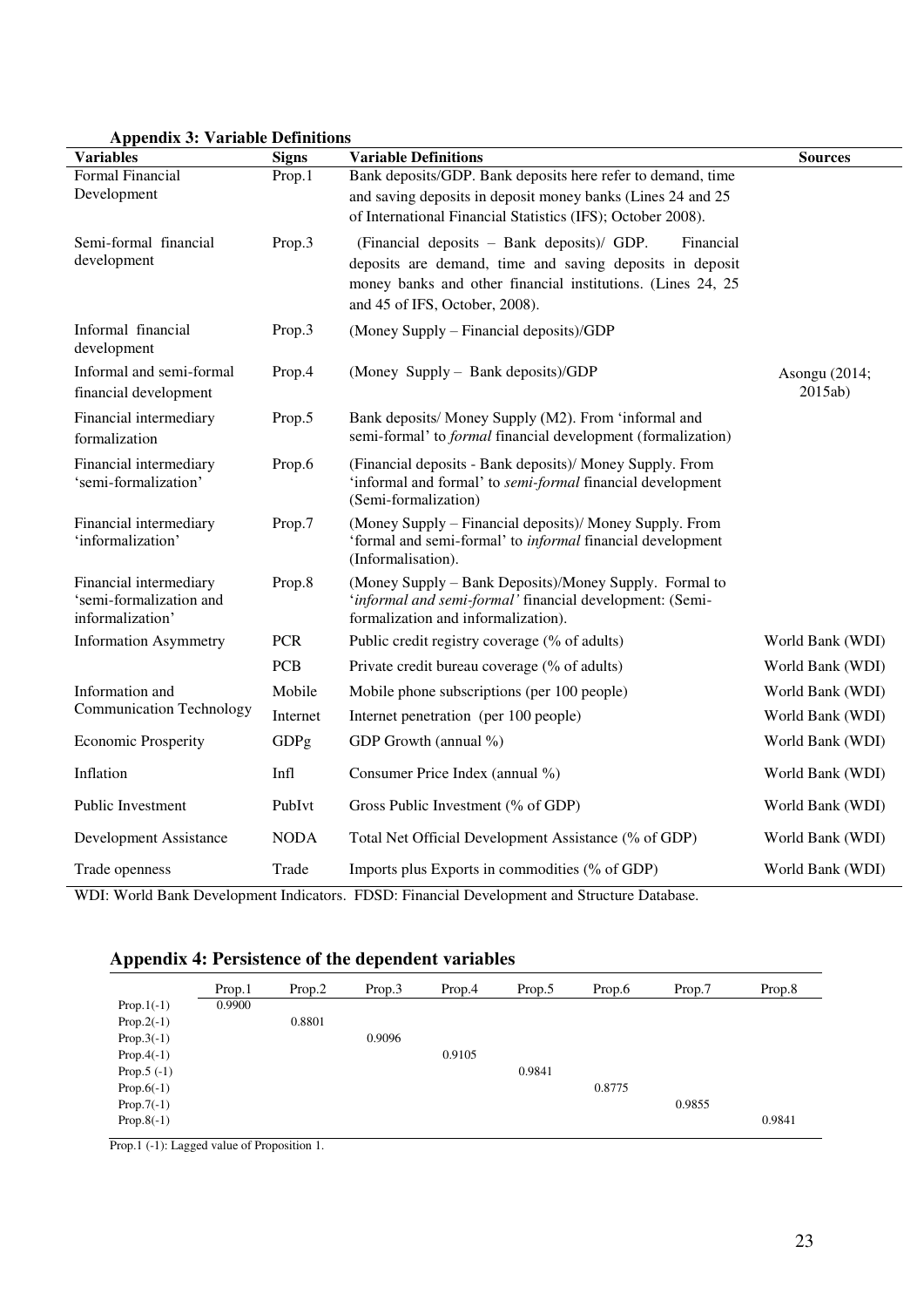**Appendix 3: Variable Definitions**

| Variables | Signs | Variable Definitions | Sources |
|---|---|---|---|
| Formal Financial Development | Prop.1 | Bank deposits/GDP. Bank deposits here refer to demand, time and saving deposits in deposit money banks (Lines 24 and 25 of International Financial Statistics (IFS); October 2008). | |
| Semi-formal financial development | Prop.3 | (Financial deposits – Bank deposits)/ GDP. Financial deposits are demand, time and saving deposits in deposit money banks and other financial institutions. (Lines 24, 25 and 45 of IFS, October, 2008). | |
| Informal financial development | Prop.3 | (Money Supply – Financial deposits)/GDP | |
| Informal and semi-formal financial development | Prop.4 | (Money Supply – Bank deposits)/GDP | Asongu (2014; 2015ab) |
| Financial intermediary formalization | Prop.5 | Bank deposits/ Money Supply (M2). From 'informal and semi-formal' to *formal* financial development (formalization) | |
| Financial intermediary 'semi-formalization' | Prop.6 | (Financial deposits - Bank deposits)/ Money Supply. From 'informal and formal' to *semi-formal* financial development (Semi-formalization) | |
| Financial intermediary 'informalization' | Prop.7 | (Money Supply – Financial deposits)/ Money Supply. From 'formal and semi-formal' to *informal* financial development (Informalisation). | |
| Financial intermediary 'semi-formalization and informalization' | Prop.8 | (Money Supply – Bank Deposits)/Money Supply. Formal to '*informal and semi-formal'* financial development: (Semi-formalization and informalization). | |
| Information Asymmetry | PCR | Public credit registry coverage (% of adults) | World Bank (WDI) |
| | PCB | Private credit bureau coverage (% of adults) | World Bank (WDI) |
| Information and Communication Technology | Mobile | Mobile phone subscriptions (per 100 people) | World Bank (WDI) |
| | Internet | Internet penetration (per 100 people) | World Bank (WDI) |
| Economic Prosperity | GDPg | GDP Growth (annual %) | World Bank (WDI) |
| Inflation | Infl | Consumer Price Index (annual %) | World Bank (WDI) |
| Public Investment | PubIvt | Gross Public Investment (% of GDP) | World Bank (WDI) |
| Development Assistance | NODA | Total Net Official Development Assistance (% of GDP) | World Bank (WDI) |
| Trade openness | Trade | Imports plus Exports in commodities (% of GDP) | World Bank (WDI) |

WDI: World Bank Development Indicators. FDSD: Financial Development and Structure Database.

## Appendix 4: Persistence of the dependent variables

| | Prop.1 | Prop.2 | Prop.3 | Prop.4 | Prop.5 | Prop.6 | Prop.7 | Prop.8 |
|---|---|---|---|---|---|---|---|---|
| Prop.1(-1) | 0.9900 | | | | | | | |
| Prop.2(-1) | | 0.8801 | | | | | | |
| Prop.3(-1) | | | 0.9096 | | | | | |
| Prop.4(-1) | | | | 0.9105 | | | | |
| Prop.5 (-1) | | | | | 0.9841 | | | |
| Prop.6(-1) | | | | | | 0.8775 | | |
| Prop.7(-1) | | | | | | | 0.9855 | |
| Prop.8(-1) | | | | | | | | 0.9841 |

Prop.1 (-1): Lagged value of Proposition 1.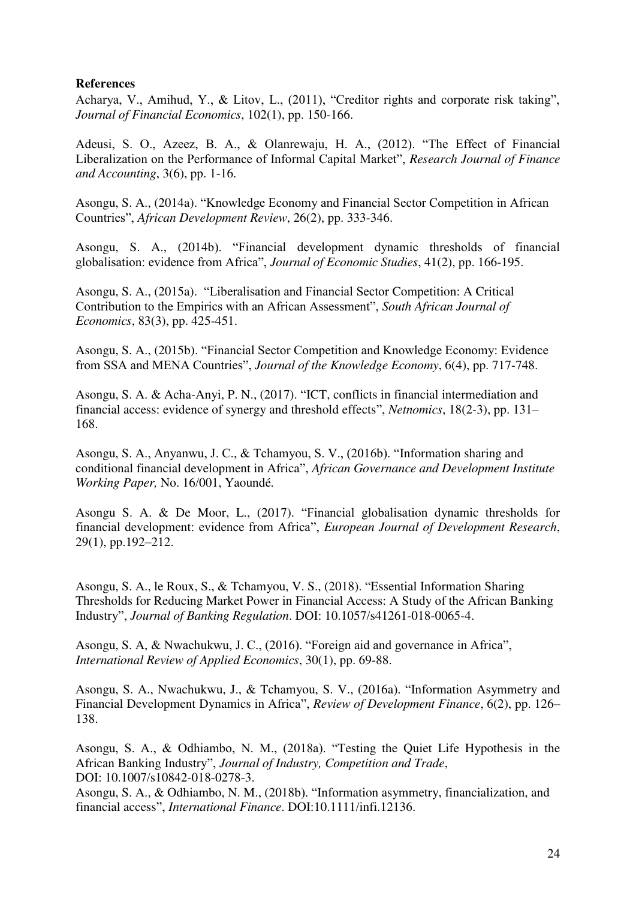**References**

Acharya, V., Amihud, Y., & Litov, L., (2011), "Creditor rights and corporate risk taking", *Journal of Financial Economics*, 102(1), pp. 150-166.

Adeusi, S. O., Azeez, B. A., & Olanrewaju, H. A., (2012). "The Effect of Financial Liberalization on the Performance of Informal Capital Market", *Research Journal of Finance and Accounting*, 3(6), pp. 1-16.

Asongu, S. A., (2014a). "Knowledge Economy and Financial Sector Competition in African Countries", *African Development Review*, 26(2), pp. 333-346.

Asongu, S. A., (2014b). "Financial development dynamic thresholds of financial globalisation: evidence from Africa", *Journal of Economic Studies*, 41(2), pp. 166-195.

Asongu, S. A., (2015a). "Liberalisation and Financial Sector Competition: A Critical Contribution to the Empirics with an African Assessment", *South African Journal of Economics*, 83(3), pp. 425-451.

Asongu, S. A., (2015b). "Financial Sector Competition and Knowledge Economy: Evidence from SSA and MENA Countries", *Journal of the Knowledge Economy*, 6(4), pp. 717-748.

Asongu, S. A. & Acha-Anyi, P. N., (2017). "ICT, conflicts in financial intermediation and financial access: evidence of synergy and threshold effects", *Netnomics*, 18(2-3), pp. 131–168.

Asongu, S. A., Anyanwu, J. C., & Tchamyou, S. V., (2016b). "Information sharing and conditional financial development in Africa", *African Governance and Development Institute Working Paper,* No. 16/001, Yaoundé.

Asongu S. A. & De Moor, L., (2017). "Financial globalisation dynamic thresholds for financial development: evidence from Africa", *European Journal of Development Research*, 29(1), pp.192–212.

Asongu, S. A., le Roux, S., & Tchamyou, V. S., (2018). "Essential Information Sharing Thresholds for Reducing Market Power in Financial Access: A Study of the African Banking Industry", *Journal of Banking Regulation*. DOI: 10.1057/s41261-018-0065-4.

Asongu, S. A, & Nwachukwu, J. C., (2016). "Foreign aid and governance in Africa", *International Review of Applied Economics*, 30(1), pp. 69-88.

Asongu, S. A., Nwachukwu, J., & Tchamyou, S. V., (2016a). "Information Asymmetry and Financial Development Dynamics in Africa", *Review of Development Finance*, 6(2), pp. 126–138.

Asongu, S. A., & Odhiambo, N. M., (2018a). "Testing the Quiet Life Hypothesis in the African Banking Industry", *Journal of Industry, Competition and Trade*, DOI: 10.1007/s10842-018-0278-3.

Asongu, S. A., & Odhiambo, N. M., (2018b). "Information asymmetry, financialization, and financial access", *International Finance*. DOI:10.1111/infi.12136.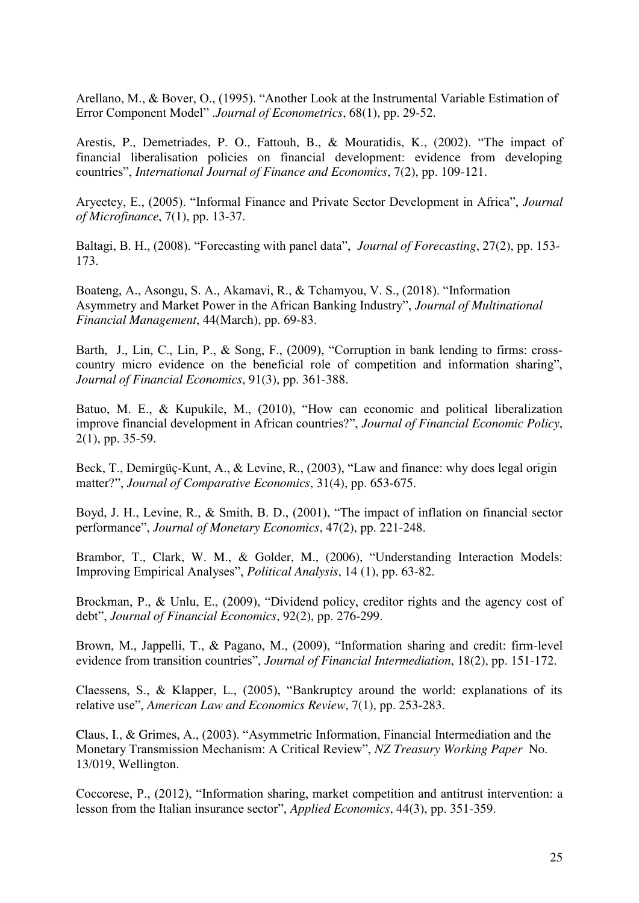Arellano, M., & Bover, O., (1995). "Another Look at the Instrumental Variable Estimation of Error Component Model" .*Journal of Econometrics*, 68(1), pp. 29-52.

Arestis, P., Demetriades, P. O., Fattouh, B., & Mouratidis, K., (2002). "The impact of financial liberalisation policies on financial development: evidence from developing countries", *International Journal of Finance and Economics*, 7(2), pp. 109-121.

Aryeetey, E., (2005). "Informal Finance and Private Sector Development in Africa", *Journal of Microfinance*, 7(1), pp. 13-37.

Baltagi, B. H., (2008). "Forecasting with panel data", *Journal of Forecasting*, 27(2), pp. 153-173.

Boateng, A., Asongu, S. A., Akamavi, R., & Tchamyou, V. S., (2018). "Information Asymmetry and Market Power in the African Banking Industry", *Journal of Multinational Financial Management*, 44(March), pp. 69-83.

Barth, J., Lin, C., Lin, P., & Song, F., (2009), "Corruption in bank lending to firms: cross-country micro evidence on the beneficial role of competition and information sharing", *Journal of Financial Economics*, 91(3), pp. 361-388.

Batuo, M. E., & Kupukile, M., (2010), "How can economic and political liberalization improve financial development in African countries?", *Journal of Financial Economic Policy*, 2(1), pp. 35-59.

Beck, T., Demirgüç-Kunt, A., & Levine, R., (2003), "Law and finance: why does legal origin matter?", *Journal of Comparative Economics*, 31(4), pp. 653-675.

Boyd, J. H., Levine, R., & Smith, B. D., (2001), "The impact of inflation on financial sector performance", *Journal of Monetary Economics*, 47(2), pp. 221-248.

Brambor, T., Clark, W. M., & Golder, M., (2006), "Understanding Interaction Models: Improving Empirical Analyses", *Political Analysis*, 14 (1), pp. 63-82.

Brockman, P., & Unlu, E., (2009), "Dividend policy, creditor rights and the agency cost of debt", *Journal of Financial Economics*, 92(2), pp. 276-299.

Brown, M., Jappelli, T., & Pagano, M., (2009), "Information sharing and credit: firm-level evidence from transition countries", *Journal of Financial Intermediation*, 18(2), pp. 151-172.

Claessens, S., & Klapper, L., (2005), "Bankruptcy around the world: explanations of its relative use", *American Law and Economics Review*, 7(1), pp. 253-283.

Claus, I., & Grimes, A., (2003). "Asymmetric Information, Financial Intermediation and the Monetary Transmission Mechanism: A Critical Review", *NZ Treasury Working Paper* No. 13/019, Wellington.

Coccorese, P., (2012), "Information sharing, market competition and antitrust intervention: a lesson from the Italian insurance sector", *Applied Economics*, 44(3), pp. 351-359.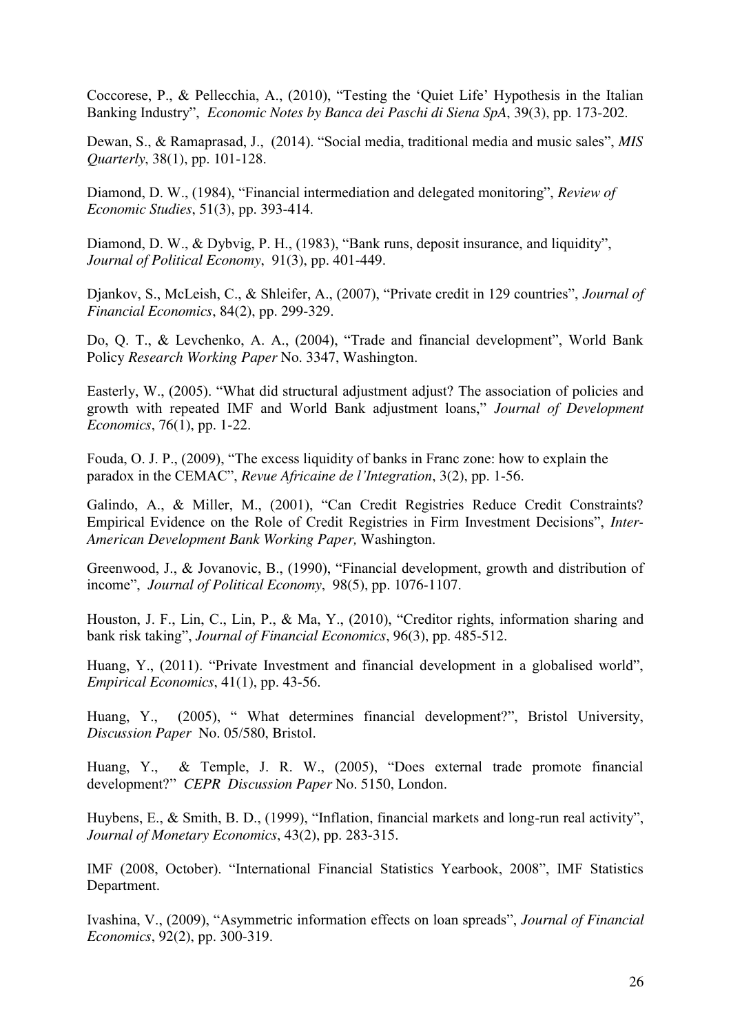Coccorese, P., & Pellecchia, A., (2010), "Testing the 'Quiet Life' Hypothesis in the Italian Banking Industry", *Economic Notes by Banca dei Paschi di Siena SpA*, 39(3), pp. 173-202.

Dewan, S., & Ramaprasad, J., (2014). "Social media, traditional media and music sales", *MIS Quarterly*, 38(1), pp. 101-128.

Diamond, D. W., (1984), "Financial intermediation and delegated monitoring", *Review of Economic Studies*, 51(3), pp. 393-414.

Diamond, D. W., & Dybvig, P. H., (1983), "Bank runs, deposit insurance, and liquidity", *Journal of Political Economy*, 91(3), pp. 401-449.

Djankov, S., McLeish, C., & Shleifer, A., (2007), "Private credit in 129 countries", *Journal of Financial Economics*, 84(2), pp. 299-329.

Do, Q. T., & Levchenko, A. A., (2004), "Trade and financial development", World Bank Policy *Research Working Paper* No. 3347, Washington.

Easterly, W., (2005). "What did structural adjustment adjust? The association of policies and growth with repeated IMF and World Bank adjustment loans," *Journal of Development Economics*, 76(1), pp. 1-22.

Fouda, O. J. P., (2009), "The excess liquidity of banks in Franc zone: how to explain the paradox in the CEMAC", *Revue Africaine de l'Integration*, 3(2), pp. 1-56.

Galindo, A., & Miller, M., (2001), "Can Credit Registries Reduce Credit Constraints? Empirical Evidence on the Role of Credit Registries in Firm Investment Decisions", *Inter-American Development Bank Working Paper,* Washington.

Greenwood, J., & Jovanovic, B., (1990), "Financial development, growth and distribution of income", *Journal of Political Economy*, 98(5), pp. 1076-1107.

Houston, J. F., Lin, C., Lin, P., & Ma, Y., (2010), "Creditor rights, information sharing and bank risk taking", *Journal of Financial Economics*, 96(3), pp. 485-512.

Huang, Y., (2011). "Private Investment and financial development in a globalised world", *Empirical Economics*, 41(1), pp. 43-56.

Huang, Y., (2005), " What determines financial development?", Bristol University, *Discussion Paper* No. 05/580, Bristol.

Huang, Y., & Temple, J. R. W., (2005), "Does external trade promote financial development?" *CEPR Discussion Paper* No. 5150, London.

Huybens, E., & Smith, B. D., (1999), "Inflation, financial markets and long-run real activity", *Journal of Monetary Economics*, 43(2), pp. 283-315.

IMF (2008, October). "International Financial Statistics Yearbook, 2008", IMF Statistics Department.

Ivashina, V., (2009), "Asymmetric information effects on loan spreads", *Journal of Financial Economics*, 92(2), pp. 300-319.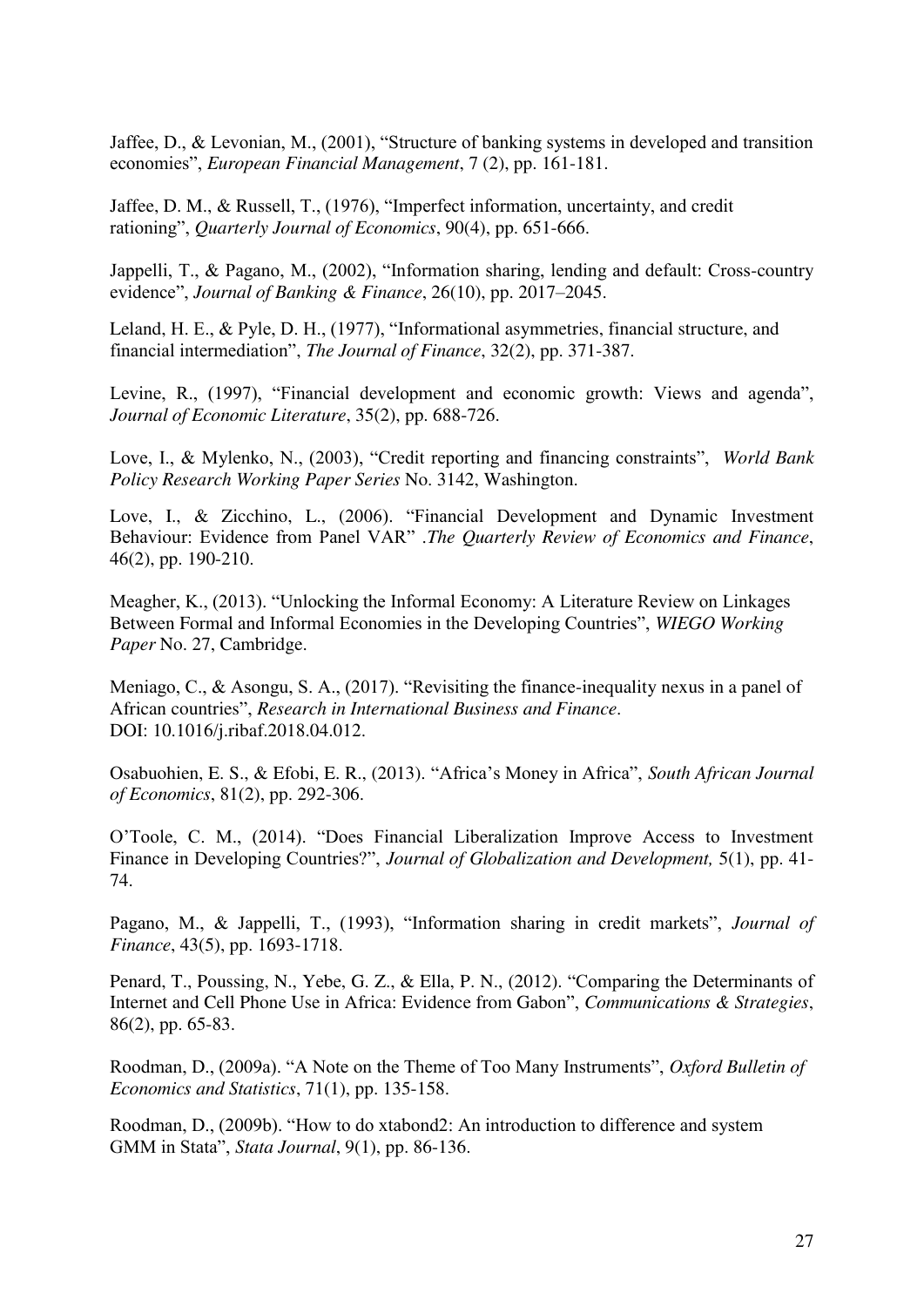Jaffee, D., & Levonian, M., (2001), "Structure of banking systems in developed and transition economies", *European Financial Management*, 7 (2), pp. 161-181.

Jaffee, D. M., & Russell, T., (1976), "Imperfect information, uncertainty, and credit rationing", *Quarterly Journal of Economics*, 90(4), pp. 651-666.

Jappelli, T., & Pagano, M., (2002), "Information sharing, lending and default: Cross-country evidence", *Journal of Banking & Finance*, 26(10), pp. 2017–2045.

Leland, H. E., & Pyle, D. H., (1977), "Informational asymmetries, financial structure, and financial intermediation", *The Journal of Finance*, 32(2), pp. 371-387.

Levine, R., (1997), "Financial development and economic growth: Views and agenda", *Journal of Economic Literature*, 35(2), pp. 688-726.

Love, I., & Mylenko, N., (2003), "Credit reporting and financing constraints", *World Bank Policy Research Working Paper Series* No. 3142, Washington.

Love, I., & Zicchino, L., (2006). "Financial Development and Dynamic Investment Behaviour: Evidence from Panel VAR" .*The Quarterly Review of Economics and Finance*, 46(2), pp. 190-210.

Meagher, K., (2013). "Unlocking the Informal Economy: A Literature Review on Linkages Between Formal and Informal Economies in the Developing Countries", *WIEGO Working Paper* No. 27, Cambridge.

Meniago, C., & Asongu, S. A., (2017). "Revisiting the finance-inequality nexus in a panel of African countries", *Research in International Business and Finance*. DOI: 10.1016/j.ribaf.2018.04.012.

Osabuohien, E. S., & Efobi, E. R., (2013). "Africa's Money in Africa", *South African Journal of Economics*, 81(2), pp. 292-306.

O'Toole, C. M., (2014). "Does Financial Liberalization Improve Access to Investment Finance in Developing Countries?", *Journal of Globalization and Development,* 5(1), pp. 41-74.

Pagano, M., & Jappelli, T., (1993), "Information sharing in credit markets", *Journal of Finance*, 43(5), pp. 1693-1718.

Penard, T., Poussing, N., Yebe, G. Z., & Ella, P. N., (2012). "Comparing the Determinants of Internet and Cell Phone Use in Africa: Evidence from Gabon", *Communications & Strategies*, 86(2), pp. 65-83.

Roodman, D., (2009a). "A Note on the Theme of Too Many Instruments", *Oxford Bulletin of Economics and Statistics*, 71(1), pp. 135-158.

Roodman, D., (2009b). "How to do xtabond2: An introduction to difference and system GMM in Stata", *Stata Journal*, 9(1), pp. 86-136.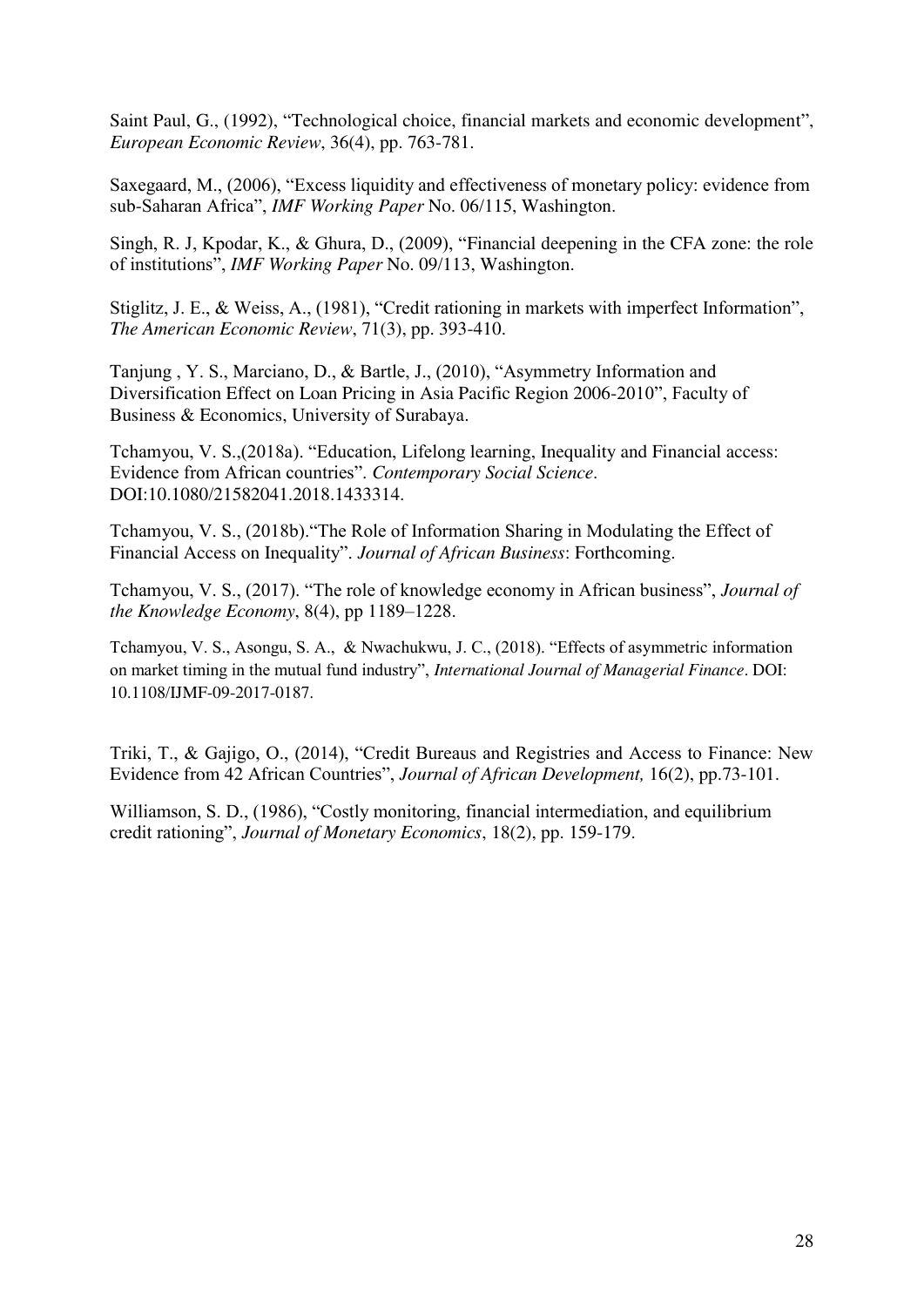Saint Paul, G., (1992), "Technological choice, financial markets and economic development", *European Economic Review*, 36(4), pp. 763-781.

Saxegaard, M., (2006), "Excess liquidity and effectiveness of monetary policy: evidence from sub-Saharan Africa", *IMF Working Paper* No. 06/115, Washington.

Singh, R. J, Kpodar, K., & Ghura, D., (2009), "Financial deepening in the CFA zone: the role of institutions", *IMF Working Paper* No. 09/113, Washington.

Stiglitz, J. E., & Weiss, A., (1981), "Credit rationing in markets with imperfect Information", *The American Economic Review*, 71(3), pp. 393-410.

Tanjung , Y. S., Marciano, D., & Bartle, J., (2010), "Asymmetry Information and Diversification Effect on Loan Pricing in Asia Pacific Region 2006-2010", Faculty of Business & Economics, University of Surabaya.

Tchamyou, V. S.,(2018a). "Education, Lifelong learning, Inequality and Financial access: Evidence from African countries". *Contemporary Social Science*. DOI:10.1080/21582041.2018.1433314.

Tchamyou, V. S., (2018b)."The Role of Information Sharing in Modulating the Effect of Financial Access on Inequality". *Journal of African Business*: Forthcoming.

Tchamyou, V. S., (2017). "The role of knowledge economy in African business", *Journal of the Knowledge Economy*, 8(4), pp 1189–1228.

Tchamyou, V. S., Asongu, S. A., & Nwachukwu, J. C., (2018). "Effects of asymmetric information on market timing in the mutual fund industry", *International Journal of Managerial Finance*. DOI: 10.1108/IJMF-09-2017-0187.

Triki, T., & Gajigo, O., (2014), "Credit Bureaus and Registries and Access to Finance: New Evidence from 42 African Countries", *Journal of African Development,* 16(2), pp.73-101.

Williamson, S. D., (1986), "Costly monitoring, financial intermediation, and equilibrium credit rationing", *Journal of Monetary Economics*, 18(2), pp. 159-179.